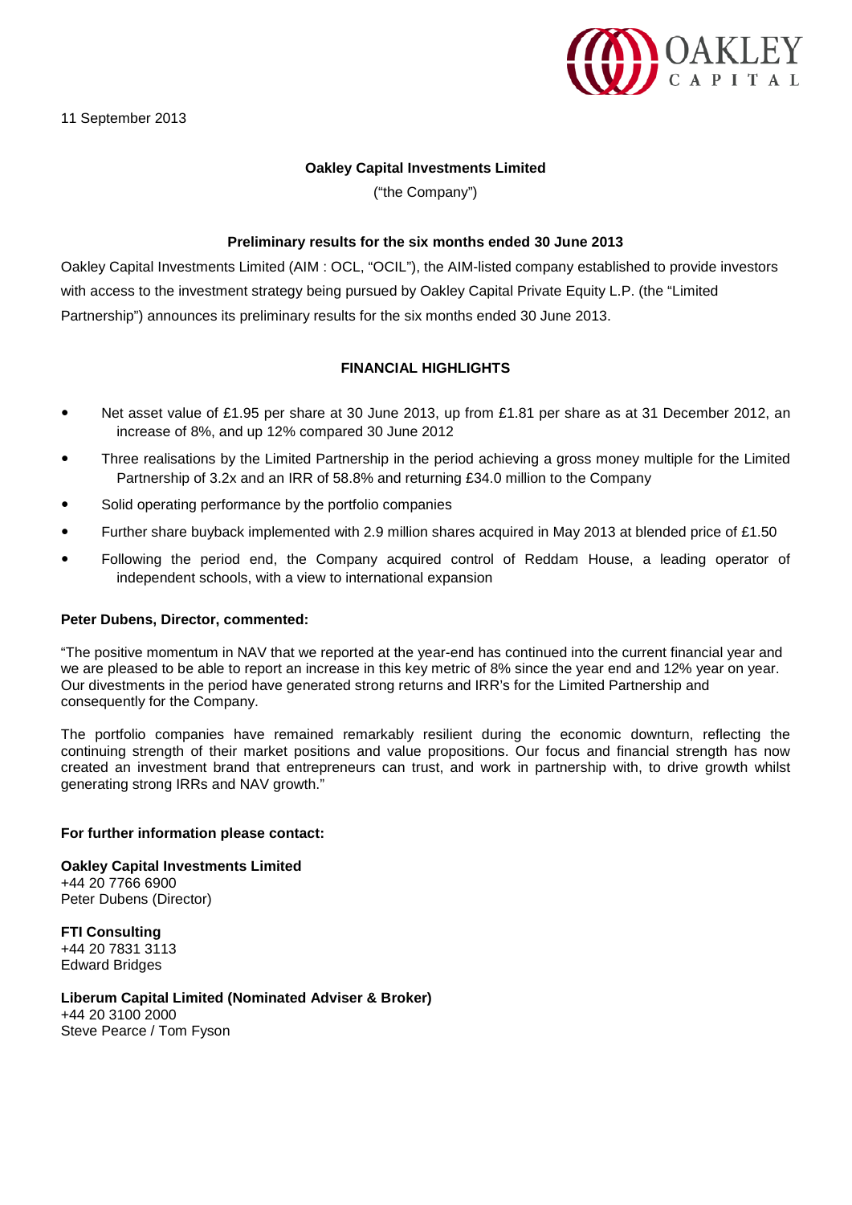11 September 2013

**Oakley Capital Investments Limited**

("the Company")

**Preliminary results for the six months ended 30 June 2013**

Oakley Capital Investments Limited (AIM : OCL, "OCIL"), the AIM-listed company established to provide investors with access to the investment strategy being pursued by Oakley Capital Private Equity L.P. (the "Limited Partnership") announces its preliminary results for the six months ended 30 June 2013.

## FINANCIAL HIGHLIGHTS

- Net asset value of £1.95 per share at 30 June 2013, up from £1.81 per share as at 31 December 2012, an increase of 8%, and up 12% compared 30 June 2012
- Three realisations by the Limited Partnership in the period achieving a gross money multiple for the Limited Partnership of 3.2x and an IRR of 58.8% and returning £34.0 million to the Company
- Solid operating performance by the portfolio companies
- Further share buyback implemented with 2.9 million shares acquired in May 2013 at blended price of £1.50
- Following the period end, the Company acquired control of Reddam House, a leading operator of independent schools, with a view to international expansion

**Peter Dubens, Director, commented:**

"The positive momentum in NAV that we reported at the year-end has continued into the current financial year and we are pleased to be able to report an increase in this key metric of 8% since the year end and 12% year on year. Our divestments in the period have generated strong returns and IRR's for the Limited Partnership and consequently for the Company.

The portfolio companies have remained remarkably resilient during the economic downturn, reflecting the continuing strength of their market positions and value propositions. Our focus and financial strength has now created an investment brand that entrepreneurs can trust, and work in partnership with, to drive growth whilst generating strong IRRs and NAV growth."

**For further information please contact:**

**Oakley Capital Investments Limited**
+44 20 7766 6900
Peter Dubens (Director)

**FTI Consulting**
+44 20 7831 3113
Edward Bridges

**Liberum Capital Limited (Nominated Adviser & Broker)**
+44 20 3100 2000
Steve Pearce / Tom Fyson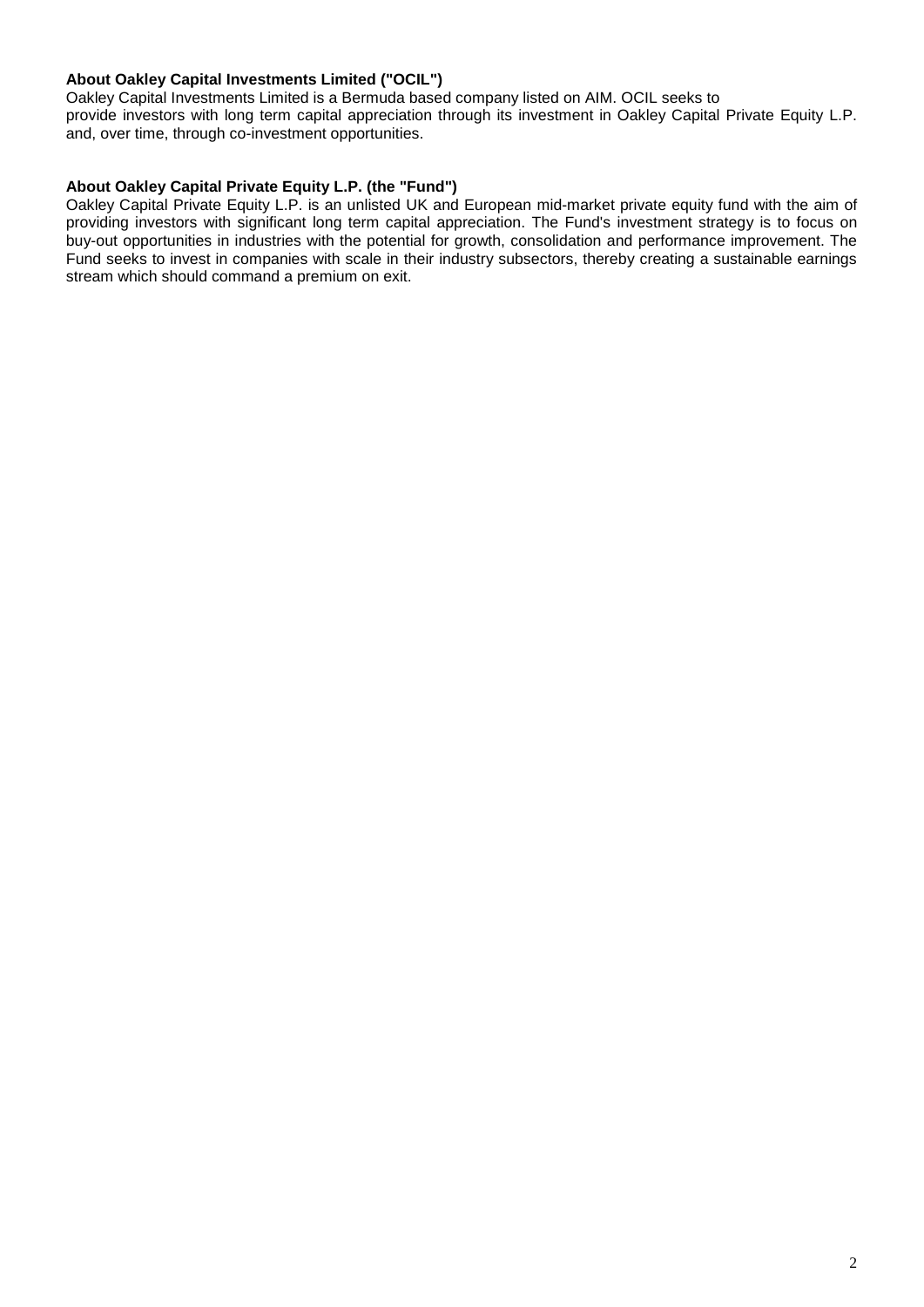**About Oakley Capital Investments Limited ("OCIL")**

Oakley Capital Investments Limited is a Bermuda based company listed on AIM. OCIL seeks to provide investors with long term capital appreciation through its investment in Oakley Capital Private Equity L.P. and, over time, through co-investment opportunities.

**About Oakley Capital Private Equity L.P. (the "Fund")**

Oakley Capital Private Equity L.P. is an unlisted UK and European mid-market private equity fund with the aim of providing investors with significant long term capital appreciation. The Fund's investment strategy is to focus on buy-out opportunities in industries with the potential for growth, consolidation and performance improvement. The Fund seeks to invest in companies with scale in their industry subsectors, thereby creating a sustainable earnings stream which should command a premium on exit.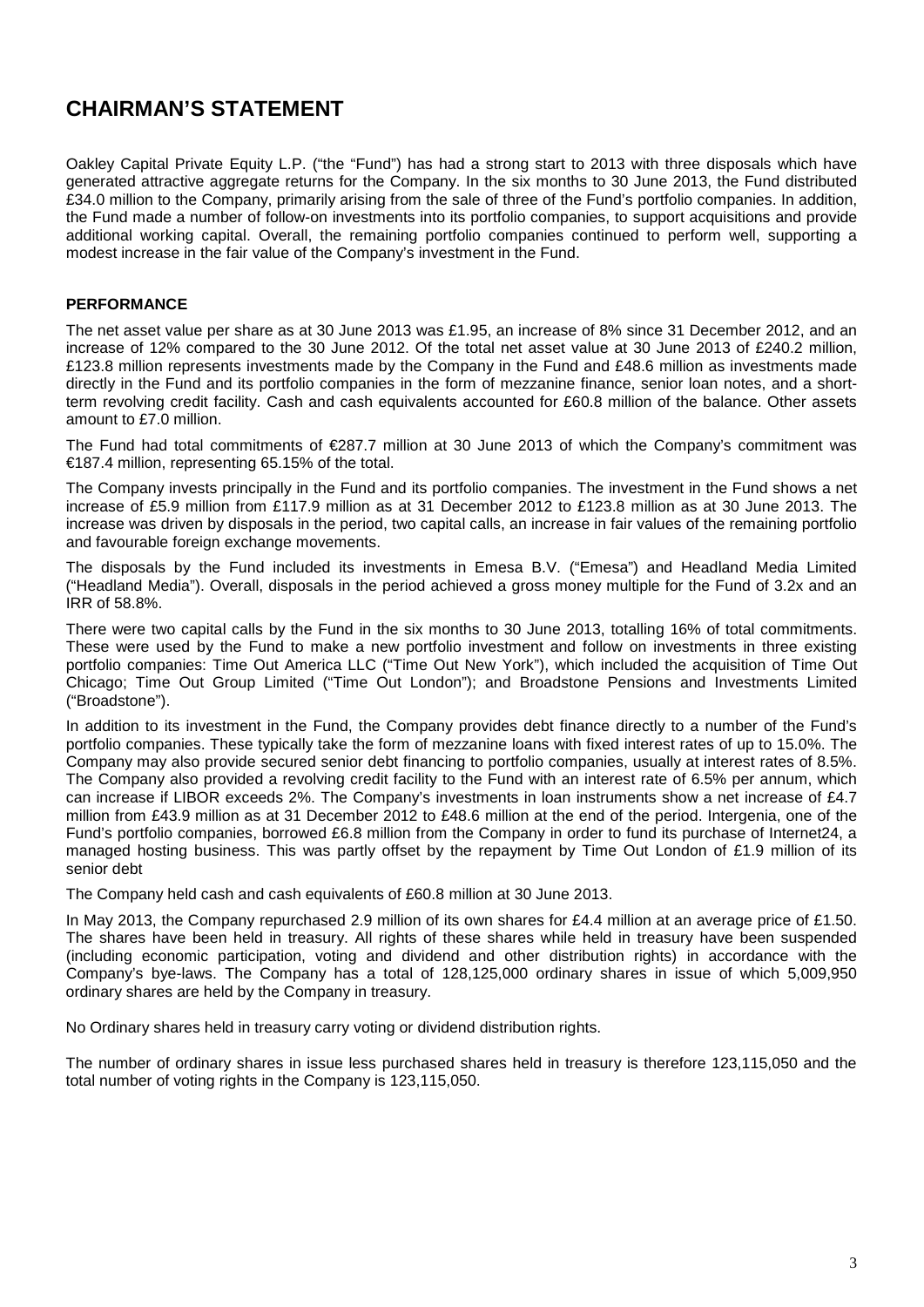# CHAIRMAN'S STATEMENT

Oakley Capital Private Equity L.P. ("the "Fund") has had a strong start to 2013 with three disposals which have generated attractive aggregate returns for the Company. In the six months to 30 June 2013, the Fund distributed £34.0 million to the Company, primarily arising from the sale of three of the Fund's portfolio companies. In addition, the Fund made a number of follow-on investments into its portfolio companies, to support acquisitions and provide additional working capital. Overall, the remaining portfolio companies continued to perform well, supporting a modest increase in the fair value of the Company's investment in the Fund.

## PERFORMANCE

The net asset value per share as at 30 June 2013 was £1.95, an increase of 8% since 31 December 2012, and an increase of 12% compared to the 30 June 2012. Of the total net asset value at 30 June 2013 of £240.2 million, £123.8 million represents investments made by the Company in the Fund and £48.6 million as investments made directly in the Fund and its portfolio companies in the form of mezzanine finance, senior loan notes, and a short-term revolving credit facility. Cash and cash equivalents accounted for £60.8 million of the balance. Other assets amount to £7.0 million.

The Fund had total commitments of €287.7 million at 30 June 2013 of which the Company's commitment was €187.4 million, representing 65.15% of the total.

The Company invests principally in the Fund and its portfolio companies. The investment in the Fund shows a net increase of £5.9 million from £117.9 million as at 31 December 2012 to £123.8 million as at 30 June 2013. The increase was driven by disposals in the period, two capital calls, an increase in fair values of the remaining portfolio and favourable foreign exchange movements.

The disposals by the Fund included its investments in Emesa B.V. ("Emesa") and Headland Media Limited ("Headland Media"). Overall, disposals in the period achieved a gross money multiple for the Fund of 3.2x and an IRR of 58.8%.

There were two capital calls by the Fund in the six months to 30 June 2013, totalling 16% of total commitments. These were used by the Fund to make a new portfolio investment and follow on investments in three existing portfolio companies: Time Out America LLC ("Time Out New York"), which included the acquisition of Time Out Chicago; Time Out Group Limited ("Time Out London"); and Broadstone Pensions and Investments Limited ("Broadstone").

In addition to its investment in the Fund, the Company provides debt finance directly to a number of the Fund's portfolio companies. These typically take the form of mezzanine loans with fixed interest rates of up to 15.0%. The Company may also provide secured senior debt financing to portfolio companies, usually at interest rates of 8.5%. The Company also provided a revolving credit facility to the Fund with an interest rate of 6.5% per annum, which can increase if LIBOR exceeds 2%. The Company's investments in loan instruments show a net increase of £4.7 million from £43.9 million as at 31 December 2012 to £48.6 million at the end of the period. Intergenia, one of the Fund's portfolio companies, borrowed £6.8 million from the Company in order to fund its purchase of Internet24, a managed hosting business. This was partly offset by the repayment by Time Out London of £1.9 million of its senior debt

The Company held cash and cash equivalents of £60.8 million at 30 June 2013.

In May 2013, the Company repurchased 2.9 million of its own shares for £4.4 million at an average price of £1.50. The shares have been held in treasury. All rights of these shares while held in treasury have been suspended (including economic participation, voting and dividend and other distribution rights) in accordance with the Company's bye-laws. The Company has a total of 128,125,000 ordinary shares in issue of which 5,009,950 ordinary shares are held by the Company in treasury.

No Ordinary shares held in treasury carry voting or dividend distribution rights.

The number of ordinary shares in issue less purchased shares held in treasury is therefore 123,115,050 and the total number of voting rights in the Company is 123,115,050.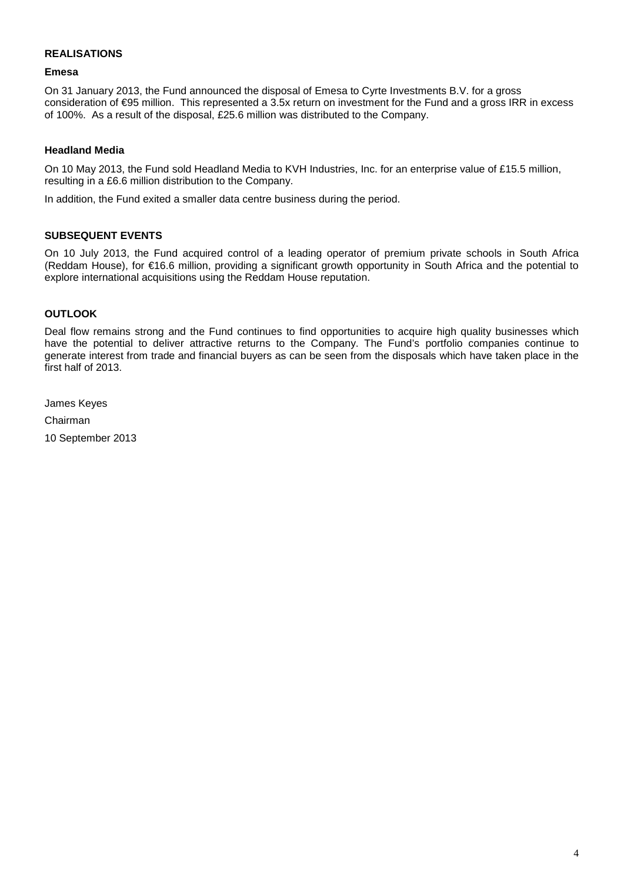## REALISATIONS

### Emesa

On 31 January 2013, the Fund announced the disposal of Emesa to Cyrte Investments B.V. for a gross consideration of €95 million. This represented a 3.5x return on investment for the Fund and a gross IRR in excess of 100%. As a result of the disposal, £25.6 million was distributed to the Company.

### Headland Media

On 10 May 2013, the Fund sold Headland Media to KVH Industries, Inc. for an enterprise value of £15.5 million, resulting in a £6.6 million distribution to the Company.

In addition, the Fund exited a smaller data centre business during the period.

## SUBSEQUENT EVENTS

On 10 July 2013, the Fund acquired control of a leading operator of premium private schools in South Africa (Reddam House), for €16.6 million, providing a significant growth opportunity in South Africa and the potential to explore international acquisitions using the Reddam House reputation.

## OUTLOOK

Deal flow remains strong and the Fund continues to find opportunities to acquire high quality businesses which have the potential to deliver attractive returns to the Company. The Fund's portfolio companies continue to generate interest from trade and financial buyers as can be seen from the disposals which have taken place in the first half of 2013.

James Keyes

Chairman

10 September 2013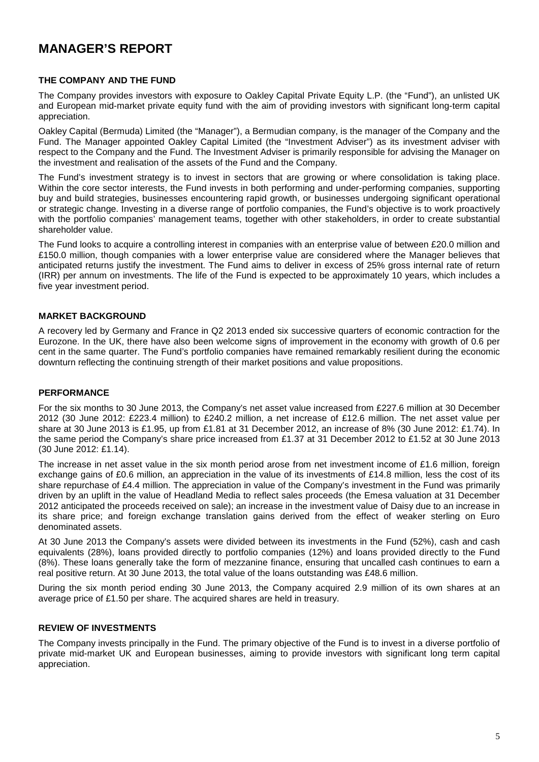# MANAGER'S REPORT

### THE COMPANY AND THE FUND

The Company provides investors with exposure to Oakley Capital Private Equity L.P. (the "Fund"), an unlisted UK and European mid-market private equity fund with the aim of providing investors with significant long-term capital appreciation.

Oakley Capital (Bermuda) Limited (the "Manager"), a Bermudian company, is the manager of the Company and the Fund. The Manager appointed Oakley Capital Limited (the "Investment Adviser") as its investment adviser with respect to the Company and the Fund. The Investment Adviser is primarily responsible for advising the Manager on the investment and realisation of the assets of the Fund and the Company.

The Fund's investment strategy is to invest in sectors that are growing or where consolidation is taking place. Within the core sector interests, the Fund invests in both performing and under-performing companies, supporting buy and build strategies, businesses encountering rapid growth, or businesses undergoing significant operational or strategic change. Investing in a diverse range of portfolio companies, the Fund's objective is to work proactively with the portfolio companies' management teams, together with other stakeholders, in order to create substantial shareholder value.

The Fund looks to acquire a controlling interest in companies with an enterprise value of between £20.0 million and £150.0 million, though companies with a lower enterprise value are considered where the Manager believes that anticipated returns justify the investment. The Fund aims to deliver in excess of 25% gross internal rate of return (IRR) per annum on investments. The life of the Fund is expected to be approximately 10 years, which includes a five year investment period.

### MARKET BACKGROUND

A recovery led by Germany and France in Q2 2013 ended six successive quarters of economic contraction for the Eurozone. In the UK, there have also been welcome signs of improvement in the economy with growth of 0.6 per cent in the same quarter. The Fund's portfolio companies have remained remarkably resilient during the economic downturn reflecting the continuing strength of their market positions and value propositions.

### PERFORMANCE

For the six months to 30 June 2013, the Company's net asset value increased from £227.6 million at 30 December 2012 (30 June 2012: £223.4 million) to £240.2 million, a net increase of £12.6 million. The net asset value per share at 30 June 2013 is £1.95, up from £1.81 at 31 December 2012, an increase of 8% (30 June 2012: £1.74). In the same period the Company's share price increased from £1.37 at 31 December 2012 to £1.52 at 30 June 2013 (30 June 2012: £1.14).

The increase in net asset value in the six month period arose from net investment income of £1.6 million, foreign exchange gains of £0.6 million, an appreciation in the value of its investments of £14.8 million, less the cost of its share repurchase of £4.4 million. The appreciation in value of the Company's investment in the Fund was primarily driven by an uplift in the value of Headland Media to reflect sales proceeds (the Emesa valuation at 31 December 2012 anticipated the proceeds received on sale); an increase in the investment value of Daisy due to an increase in its share price; and foreign exchange translation gains derived from the effect of weaker sterling on Euro denominated assets.

At 30 June 2013 the Company's assets were divided between its investments in the Fund (52%), cash and cash equivalents (28%), loans provided directly to portfolio companies (12%) and loans provided directly to the Fund (8%). These loans generally take the form of mezzanine finance, ensuring that uncalled cash continues to earn a real positive return. At 30 June 2013, the total value of the loans outstanding was £48.6 million.

During the six month period ending 30 June 2013, the Company acquired 2.9 million of its own shares at an average price of £1.50 per share. The acquired shares are held in treasury.

### REVIEW OF INVESTMENTS

The Company invests principally in the Fund. The primary objective of the Fund is to invest in a diverse portfolio of private mid-market UK and European businesses, aiming to provide investors with significant long term capital appreciation.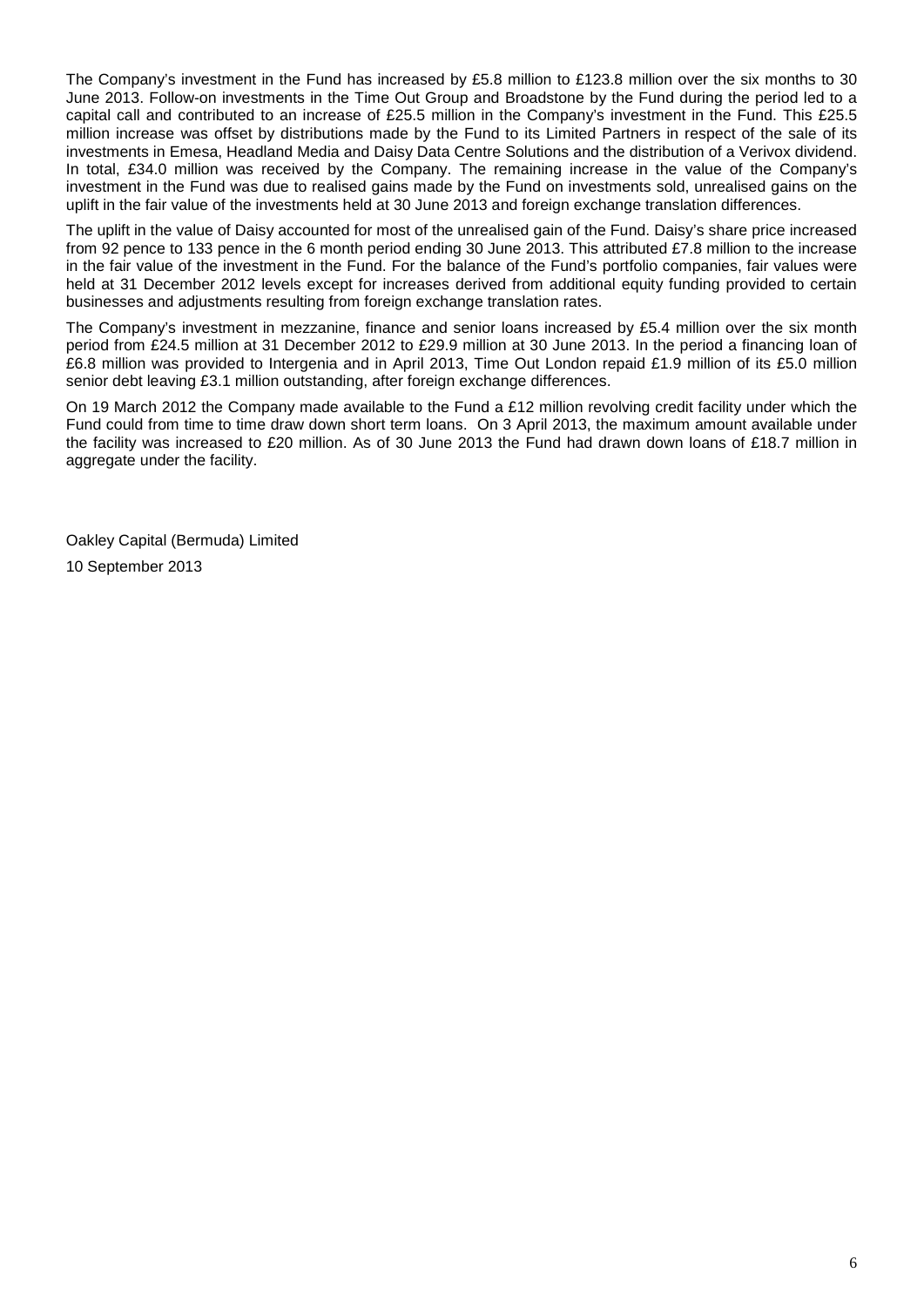The Company's investment in the Fund has increased by £5.8 million to £123.8 million over the six months to 30 June 2013. Follow-on investments in the Time Out Group and Broadstone by the Fund during the period led to a capital call and contributed to an increase of £25.5 million in the Company's investment in the Fund. This £25.5 million increase was offset by distributions made by the Fund to its Limited Partners in respect of the sale of its investments in Emesa, Headland Media and Daisy Data Centre Solutions and the distribution of a Verivox dividend. In total, £34.0 million was received by the Company. The remaining increase in the value of the Company's investment in the Fund was due to realised gains made by the Fund on investments sold, unrealised gains on the uplift in the fair value of the investments held at 30 June 2013 and foreign exchange translation differences.

The uplift in the value of Daisy accounted for most of the unrealised gain of the Fund. Daisy's share price increased from 92 pence to 133 pence in the 6 month period ending 30 June 2013. This attributed £7.8 million to the increase in the fair value of the investment in the Fund. For the balance of the Fund's portfolio companies, fair values were held at 31 December 2012 levels except for increases derived from additional equity funding provided to certain businesses and adjustments resulting from foreign exchange translation rates.

The Company's investment in mezzanine, finance and senior loans increased by £5.4 million over the six month period from £24.5 million at 31 December 2012 to £29.9 million at 30 June 2013. In the period a financing loan of £6.8 million was provided to Intergenia and in April 2013, Time Out London repaid £1.9 million of its £5.0 million senior debt leaving £3.1 million outstanding, after foreign exchange differences.

On 19 March 2012 the Company made available to the Fund a £12 million revolving credit facility under which the Fund could from time to time draw down short term loans. On 3 April 2013, the maximum amount available under the facility was increased to £20 million. As of 30 June 2013 the Fund had drawn down loans of £18.7 million in aggregate under the facility.

Oakley Capital (Bermuda) Limited

10 September 2013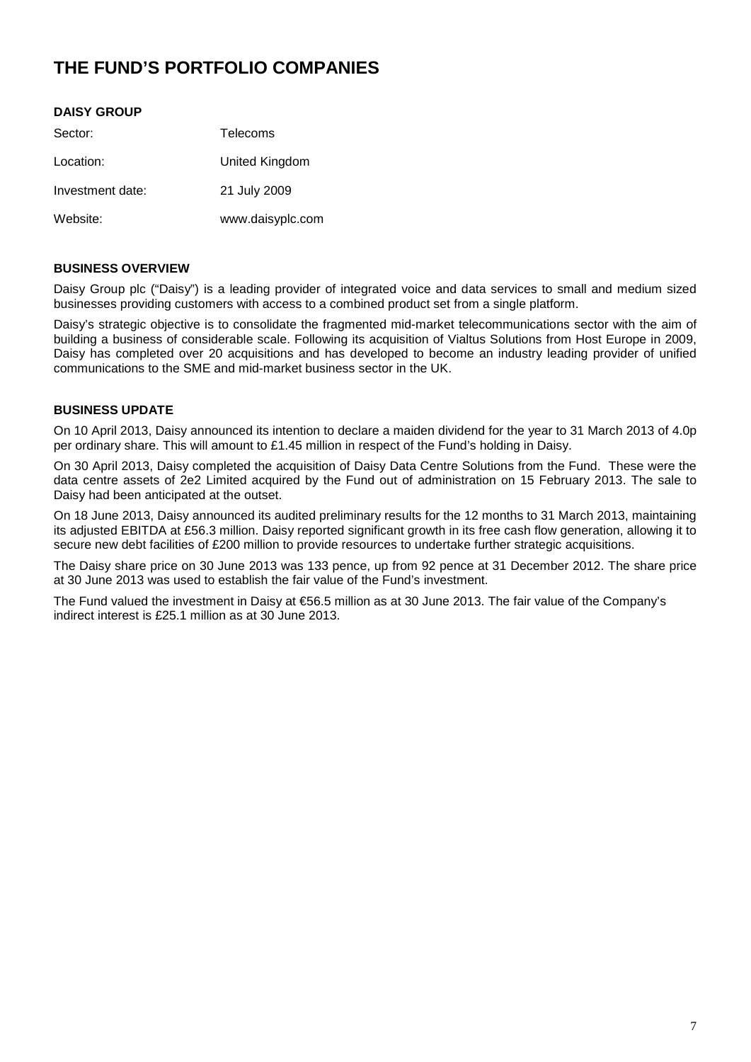# THE FUND'S PORTFOLIO COMPANIES

## DAISY GROUP

| | |
|---|---|
| Sector: | Telecoms |
| Location: | United Kingdom |
| Investment date: | 21 July 2009 |
| Website: | www.daisyplc.com |

### BUSINESS OVERVIEW

Daisy Group plc ("Daisy") is a leading provider of integrated voice and data services to small and medium sized businesses providing customers with access to a combined product set from a single platform.

Daisy's strategic objective is to consolidate the fragmented mid-market telecommunications sector with the aim of building a business of considerable scale. Following its acquisition of Vialtus Solutions from Host Europe in 2009, Daisy has completed over 20 acquisitions and has developed to become an industry leading provider of unified communications to the SME and mid-market business sector in the UK.

### BUSINESS UPDATE

On 10 April 2013, Daisy announced its intention to declare a maiden dividend for the year to 31 March 2013 of 4.0p per ordinary share. This will amount to £1.45 million in respect of the Fund's holding in Daisy.

On 30 April 2013, Daisy completed the acquisition of Daisy Data Centre Solutions from the Fund. These were the data centre assets of 2e2 Limited acquired by the Fund out of administration on 15 February 2013. The sale to Daisy had been anticipated at the outset.

On 18 June 2013, Daisy announced its audited preliminary results for the 12 months to 31 March 2013, maintaining its adjusted EBITDA at £56.3 million. Daisy reported significant growth in its free cash flow generation, allowing it to secure new debt facilities of £200 million to provide resources to undertake further strategic acquisitions.

The Daisy share price on 30 June 2013 was 133 pence, up from 92 pence at 31 December 2012. The share price at 30 June 2013 was used to establish the fair value of the Fund's investment.

The Fund valued the investment in Daisy at €56.5 million as at 30 June 2013. The fair value of the Company's indirect interest is £25.1 million as at 30 June 2013.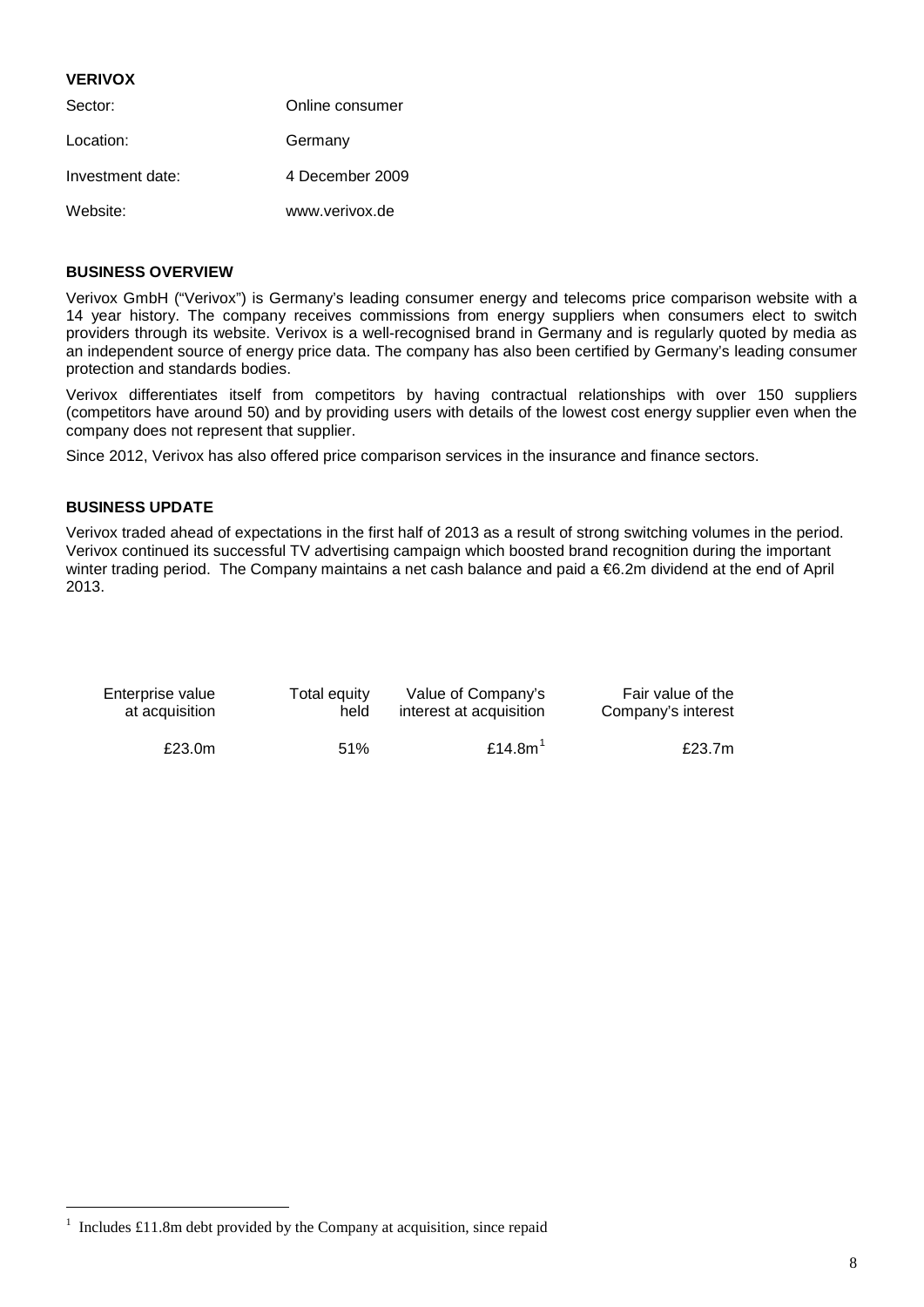**VERIVOX**

| | |
|---|---|
| Sector: | Online consumer |
| Location: | Germany |
| Investment date: | 4 December 2009 |
| Website: | www.verivox.de |

**BUSINESS OVERVIEW**

Verivox GmbH ("Verivox") is Germany's leading consumer energy and telecoms price comparison website with a 14 year history. The company receives commissions from energy suppliers when consumers elect to switch providers through its website. Verivox is a well-recognised brand in Germany and is regularly quoted by media as an independent source of energy price data. The company has also been certified by Germany's leading consumer protection and standards bodies.

Verivox differentiates itself from competitors by having contractual relationships with over 150 suppliers (competitors have around 50) and by providing users with details of the lowest cost energy supplier even when the company does not represent that supplier.

Since 2012, Verivox has also offered price comparison services in the insurance and finance sectors.

**BUSINESS UPDATE**

Verivox traded ahead of expectations in the first half of 2013 as a result of strong switching volumes in the period. Verivox continued its successful TV advertising campaign which boosted brand recognition during the important winter trading period. The Company maintains a net cash balance and paid a €6.2m dividend at the end of April 2013.

| Enterprise value at acquisition | Total equity held | Value of Company's interest at acquisition | Fair value of the Company's interest |
|---|---|---|---|
| £23.0m | 51% | £14.8m[1] | £23.7m |

[1] Includes £11.8m debt provided by the Company at acquisition, since repaid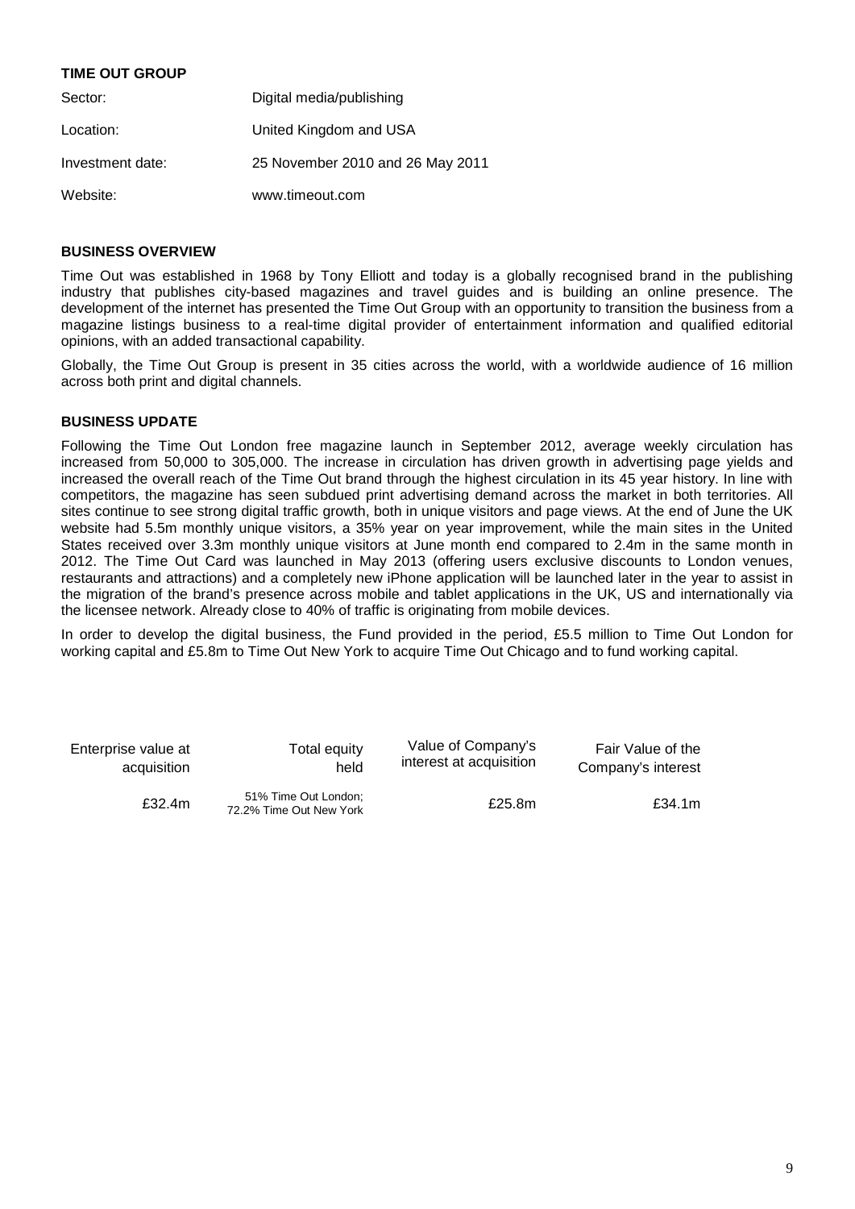### TIME OUT GROUP

| | |
|---|---|
| Sector: | Digital media/publishing |
| Location: | United Kingdom and USA |
| Investment date: | 25 November 2010 and 26 May 2011 |
| Website: | www.timeout.com |

### BUSINESS OVERVIEW

Time Out was established in 1968 by Tony Elliott and today is a globally recognised brand in the publishing industry that publishes city-based magazines and travel guides and is building an online presence. The development of the internet has presented the Time Out Group with an opportunity to transition the business from a magazine listings business to a real-time digital provider of entertainment information and qualified editorial opinions, with an added transactional capability.

Globally, the Time Out Group is present in 35 cities across the world, with a worldwide audience of 16 million across both print and digital channels.

### BUSINESS UPDATE

Following the Time Out London free magazine launch in September 2012, average weekly circulation has increased from 50,000 to 305,000. The increase in circulation has driven growth in advertising page yields and increased the overall reach of the Time Out brand through the highest circulation in its 45 year history. In line with competitors, the magazine has seen subdued print advertising demand across the market in both territories. All sites continue to see strong digital traffic growth, both in unique visitors and page views. At the end of June the UK website had 5.5m monthly unique visitors, a 35% year on year improvement, while the main sites in the United States received over 3.3m monthly unique visitors at June month end compared to 2.4m in the same month in 2012. The Time Out Card was launched in May 2013 (offering users exclusive discounts to London venues, restaurants and attractions) and a completely new iPhone application will be launched later in the year to assist in the migration of the brand's presence across mobile and tablet applications in the UK, US and internationally via the licensee network. Already close to 40% of traffic is originating from mobile devices.

In order to develop the digital business, the Fund provided in the period, £5.5 million to Time Out London for working capital and £5.8m to Time Out New York to acquire Time Out Chicago and to fund working capital.

| Enterprise value at acquisition | Total equity held | Value of Company's interest at acquisition | Fair Value of the Company's interest |
|---|---|---|---|
| £32.4m | 51% Time Out London; 72.2% Time Out New York | £25.8m | £34.1m |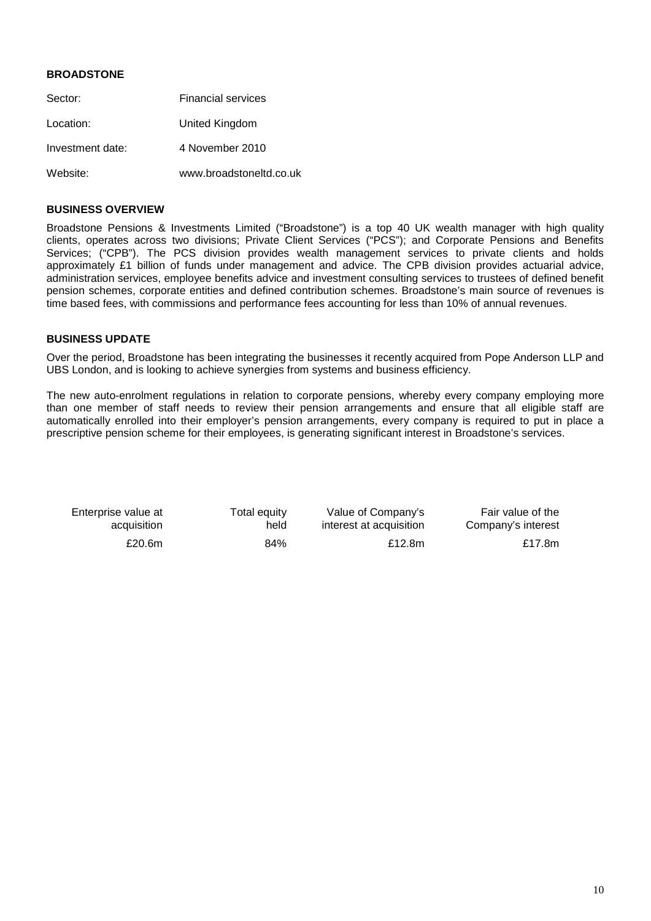## BROADSTONE

| | |
|---|---|
| Sector: | Financial services |
| Location: | United Kingdom |
| Investment date: | 4 November 2010 |
| Website: | www.broadstoneltd.co.uk |

### BUSINESS OVERVIEW

Broadstone Pensions & Investments Limited ("Broadstone") is a top 40 UK wealth manager with high quality clients, operates across two divisions; Private Client Services ("PCS"); and Corporate Pensions and Benefits Services; ("CPB"). The PCS division provides wealth management services to private clients and holds approximately £1 billion of funds under management and advice. The CPB division provides actuarial advice, administration services, employee benefits advice and investment consulting services to trustees of defined benefit pension schemes, corporate entities and defined contribution schemes. Broadstone's main source of revenues is time based fees, with commissions and performance fees accounting for less than 10% of annual revenues.

### BUSINESS UPDATE

Over the period, Broadstone has been integrating the businesses it recently acquired from Pope Anderson LLP and UBS London, and is looking to achieve synergies from systems and business efficiency.

The new auto-enrolment regulations in relation to corporate pensions, whereby every company employing more than one member of staff needs to review their pension arrangements and ensure that all eligible staff are automatically enrolled into their employer's pension arrangements, every company is required to put in place a prescriptive pension scheme for their employees, is generating significant interest in Broadstone's services.

| Enterprise value at acquisition | Total equity held | Value of Company's interest at acquisition | Fair value of the Company's interest |
|---|---|---|---|
| £20.6m | 84% | £12.8m | £17.8m |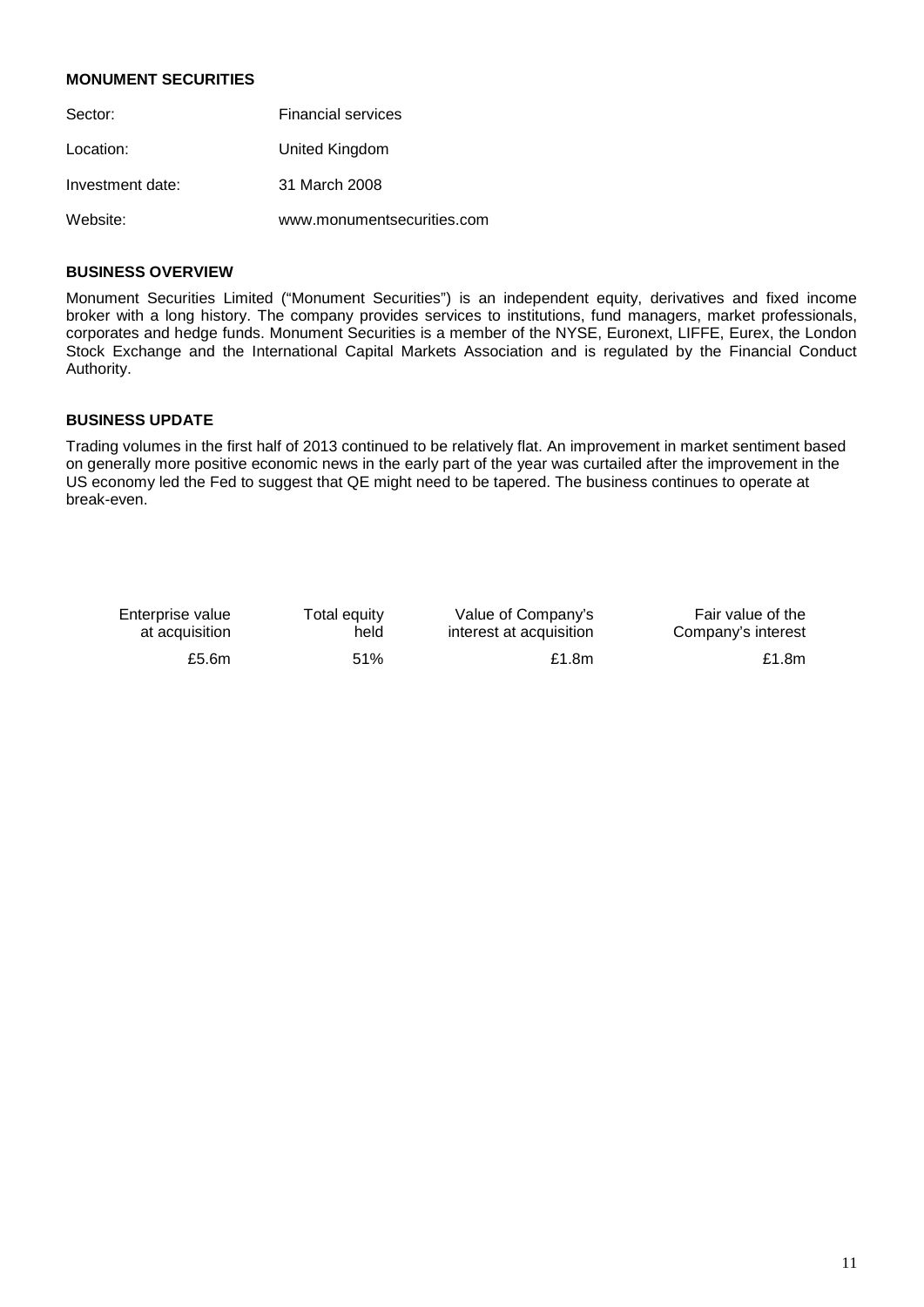**MONUMENT SECURITIES**

| | |
|---|---|
| Sector: | Financial services |
| Location: | United Kingdom |
| Investment date: | 31 March 2008 |
| Website: | www.monumentsecurities.com |

**BUSINESS OVERVIEW**

Monument Securities Limited ("Monument Securities") is an independent equity, derivatives and fixed income broker with a long history. The company provides services to institutions, fund managers, market professionals, corporates and hedge funds. Monument Securities is a member of the NYSE, Euronext, LIFFE, Eurex, the London Stock Exchange and the International Capital Markets Association and is regulated by the Financial Conduct Authority.

**BUSINESS UPDATE**

Trading volumes in the first half of 2013 continued to be relatively flat. An improvement in market sentiment based on generally more positive economic news in the early part of the year was curtailed after the improvement in the US economy led the Fed to suggest that QE might need to be tapered. The business continues to operate at break-even.

| Enterprise value at acquisition | Total equity held | Value of Company's interest at acquisition | Fair value of the Company's interest |
|---|---|---|---|
| £5.6m | 51% | £1.8m | £1.8m |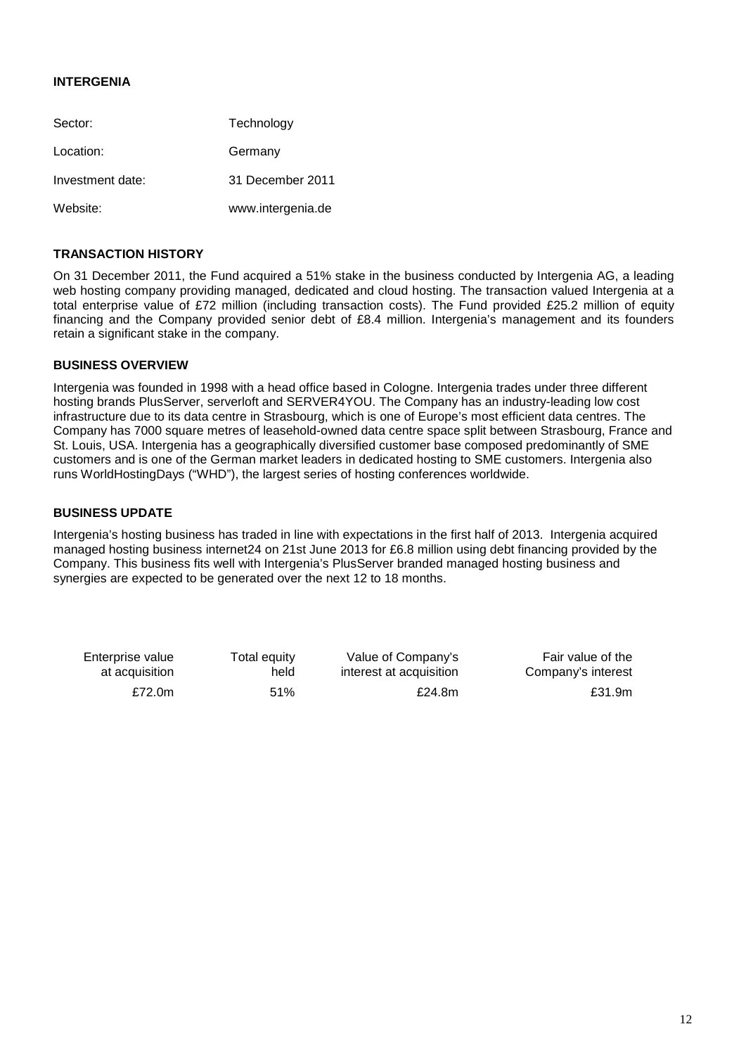## INTERGENIA

| | |
|---|---|
| Sector: | Technology |
| Location: | Germany |
| Investment date: | 31 December 2011 |
| Website: | www.intergenia.de |

### TRANSACTION HISTORY

On 31 December 2011, the Fund acquired a 51% stake in the business conducted by Intergenia AG, a leading web hosting company providing managed, dedicated and cloud hosting. The transaction valued Intergenia at a total enterprise value of £72 million (including transaction costs). The Fund provided £25.2 million of equity financing and the Company provided senior debt of £8.4 million. Intergenia's management and its founders retain a significant stake in the company.

### BUSINESS OVERVIEW

Intergenia was founded in 1998 with a head office based in Cologne. Intergenia trades under three different hosting brands PlusServer, serverloft and SERVER4YOU. The Company has an industry-leading low cost infrastructure due to its data centre in Strasbourg, which is one of Europe's most efficient data centres. The Company has 7000 square metres of leasehold-owned data centre space split between Strasbourg, France and St. Louis, USA. Intergenia has a geographically diversified customer base composed predominantly of SME customers and is one of the German market leaders in dedicated hosting to SME customers. Intergenia also runs WorldHostingDays ("WHD"), the largest series of hosting conferences worldwide.

### BUSINESS UPDATE

Intergenia's hosting business has traded in line with expectations in the first half of 2013. Intergenia acquired managed hosting business internet24 on 21st June 2013 for £6.8 million using debt financing provided by the Company. This business fits well with Intergenia's PlusServer branded managed hosting business and synergies are expected to be generated over the next 12 to 18 months.

| Enterprise value at acquisition | Total equity held | Value of Company's interest at acquisition | Fair value of the Company's interest |
|---|---|---|---|
| £72.0m | 51% | £24.8m | £31.9m |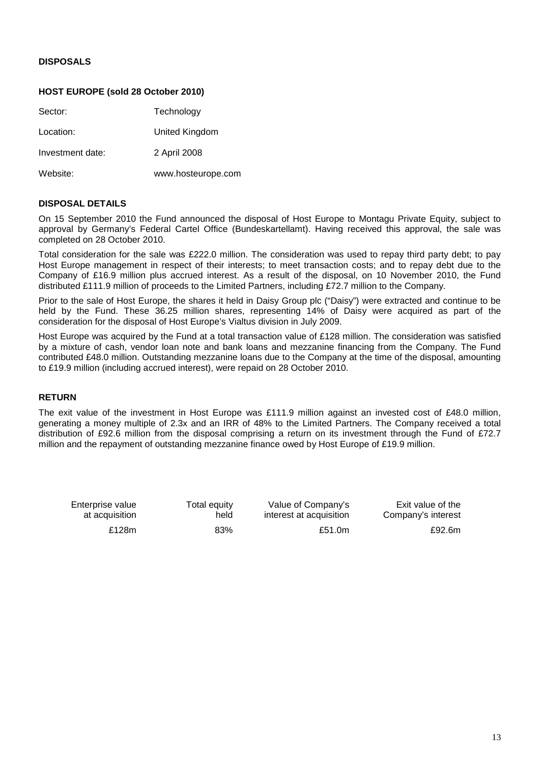## DISPOSALS

### HOST EUROPE (sold 28 October 2010)

| | |
|---|---|
| Sector: | Technology |
| Location: | United Kingdom |
| Investment date: | 2 April 2008 |
| Website: | www.hosteurope.com |

### DISPOSAL DETAILS

On 15 September 2010 the Fund announced the disposal of Host Europe to Montagu Private Equity, subject to approval by Germany's Federal Cartel Office (Bundeskartellamt). Having received this approval, the sale was completed on 28 October 2010.

Total consideration for the sale was £222.0 million. The consideration was used to repay third party debt; to pay Host Europe management in respect of their interests; to meet transaction costs; and to repay debt due to the Company of £16.9 million plus accrued interest. As a result of the disposal, on 10 November 2010, the Fund distributed £111.9 million of proceeds to the Limited Partners, including £72.7 million to the Company.

Prior to the sale of Host Europe, the shares it held in Daisy Group plc ("Daisy") were extracted and continue to be held by the Fund. These 36.25 million shares, representing 14% of Daisy were acquired as part of the consideration for the disposal of Host Europe's Vialtus division in July 2009.

Host Europe was acquired by the Fund at a total transaction value of £128 million. The consideration was satisfied by a mixture of cash, vendor loan note and bank loans and mezzanine financing from the Company. The Fund contributed £48.0 million. Outstanding mezzanine loans due to the Company at the time of the disposal, amounting to £19.9 million (including accrued interest), were repaid on 28 October 2010.

### RETURN

The exit value of the investment in Host Europe was £111.9 million against an invested cost of £48.0 million, generating a money multiple of 2.3x and an IRR of 48% to the Limited Partners. The Company received a total distribution of £92.6 million from the disposal comprising a return on its investment through the Fund of £72.7 million and the repayment of outstanding mezzanine finance owed by Host Europe of £19.9 million.

| Enterprise value at acquisition | Total equity held | Value of Company's interest at acquisition | Exit value of the Company's interest |
|---|---|---|---|
| £128m | 83% | £51.0m | £92.6m |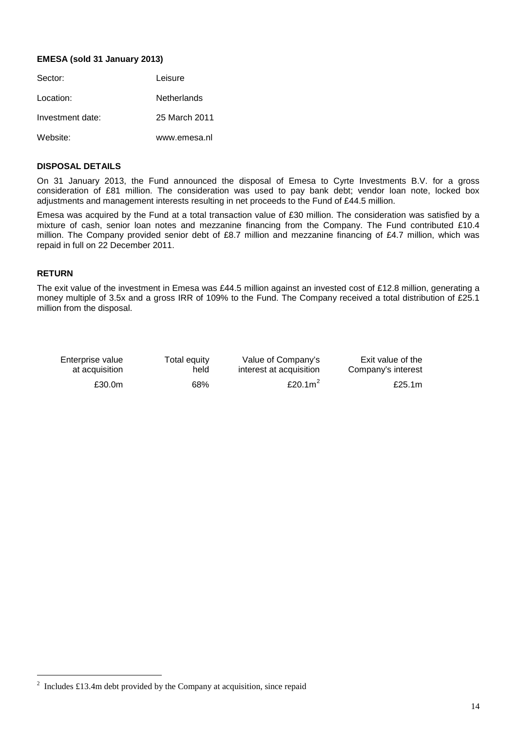**EMESA (sold 31 January 2013)**

| | |
|---|---|
| Sector: | Leisure |
| Location: | Netherlands |
| Investment date: | 25 March 2011 |
| Website: | www.emesa.nl |

**DISPOSAL DETAILS**

On 31 January 2013, the Fund announced the disposal of Emesa to Cyrte Investments B.V. for a gross consideration of £81 million. The consideration was used to pay bank debt; vendor loan note, locked box adjustments and management interests resulting in net proceeds to the Fund of £44.5 million.

Emesa was acquired by the Fund at a total transaction value of £30 million. The consideration was satisfied by a mixture of cash, senior loan notes and mezzanine financing from the Company. The Fund contributed £10.4 million. The Company provided senior debt of £8.7 million and mezzanine financing of £4.7 million, which was repaid in full on 22 December 2011.

**RETURN**

The exit value of the investment in Emesa was £44.5 million against an invested cost of £12.8 million, generating a money multiple of 3.5x and a gross IRR of 109% to the Fund. The Company received a total distribution of £25.1 million from the disposal.

| Enterprise value at acquisition | Total equity held | Value of Company's interest at acquisition | Exit value of the Company's interest |
|---|---|---|---|
| £30.0m | 68% | £20.1m[2] | £25.1m |

[2] Includes £13.4m debt provided by the Company at acquisition, since repaid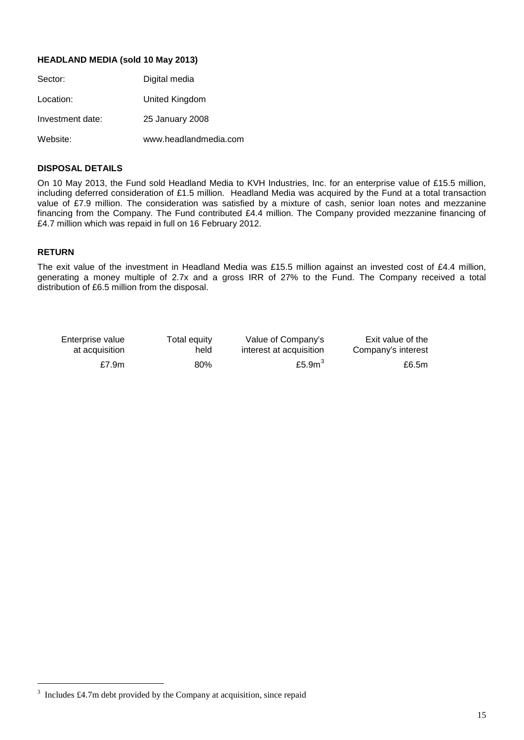### HEADLAND MEDIA (sold 10 May 2013)

| | |
|---|---|
| Sector: | Digital media |
| Location: | United Kingdom |
| Investment date: | 25 January 2008 |
| Website: | www.headlandmedia.com |

### DISPOSAL DETAILS

On 10 May 2013, the Fund sold Headland Media to KVH Industries, Inc. for an enterprise value of £15.5 million, including deferred consideration of £1.5 million. Headland Media was acquired by the Fund at a total transaction value of £7.9 million. The consideration was satisfied by a mixture of cash, senior loan notes and mezzanine financing from the Company. The Fund contributed £4.4 million. The Company provided mezzanine financing of £4.7 million which was repaid in full on 16 February 2012.

### RETURN

The exit value of the investment in Headland Media was £15.5 million against an invested cost of £4.4 million, generating a money multiple of 2.7x and a gross IRR of 27% to the Fund. The Company received a total distribution of £6.5 million from the disposal.

| Enterprise value at acquisition | Total equity held | Value of Company's interest at acquisition | Exit value of the Company's interest |
|---|---|---|---|
| £7.9m | 80% | £5.9m[3] | £6.5m |

[3] Includes £4.7m debt provided by the Company at acquisition, since repaid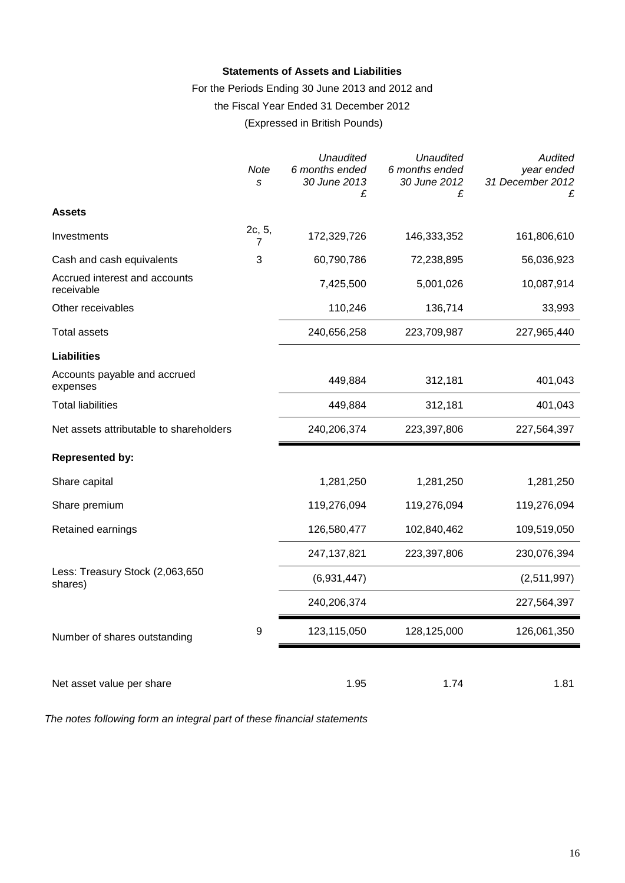**Statements of Assets and Liabilities**

For the Periods Ending 30 June 2013 and 2012 and

the Fiscal Year Ended 31 December 2012

(Expressed in British Pounds)

| | Notes | *Unaudited 6 months ended 30 June 2013 £* | *Unaudited 6 months ended 30 June 2012 £* | *Audited year ended 31 December 2012 £* |
|---|---|---|---|---|
| **Assets** | | | | |
| Investments | 2c, 5, 7 | 172,329,726 | 146,333,352 | 161,806,610 |
| Cash and cash equivalents | 3 | 60,790,786 | 72,238,895 | 56,036,923 |
| Accrued interest and accounts receivable | | 7,425,500 | 5,001,026 | 10,087,914 |
| Other receivables | | 110,246 | 136,714 | 33,993 |
| Total assets | | 240,656,258 | 223,709,987 | 227,965,440 |
| **Liabilities** | | | | |
| Accounts payable and accrued expenses | | 449,884 | 312,181 | 401,043 |
| Total liabilities | | 449,884 | 312,181 | 401,043 |
| Net assets attributable to shareholders | | 240,206,374 | 223,397,806 | 227,564,397 |
| **Represented by:** | | | | |
| Share capital | | 1,281,250 | 1,281,250 | 1,281,250 |
| Share premium | | 119,276,094 | 119,276,094 | 119,276,094 |
| Retained earnings | | 126,580,477 | 102,840,462 | 109,519,050 |
| | | 247,137,821 | 223,397,806 | 230,076,394 |
| Less: Treasury Stock (2,063,650 shares) | | (6,931,447) | | (2,511,997) |
| | | 240,206,374 | | 227,564,397 |
| Number of shares outstanding | 9 | 123,115,050 | 128,125,000 | 126,061,350 |
| Net asset value per share | | 1.95 | 1.74 | 1.81 |

*The notes following form an integral part of these financial statements*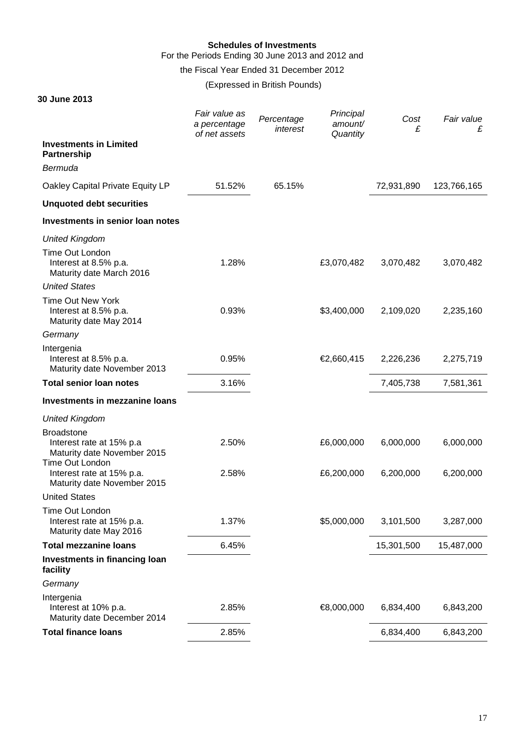**Schedules of Investments**

For the Periods Ending 30 June 2013 and 2012 and

the Fiscal Year Ended 31 December 2012

(Expressed in British Pounds)

**30 June 2013**

| | *Fair value as a percentage of net assets* | *Percentage interest* | *Principal amount/ Quantity* | *Cost £* | *Fair value £* |
|---|---|---|---|---|---|
| **Investments in Limited Partnership** | | | | | |
| *Bermuda* | | | | | |
| Oakley Capital Private Equity LP | 51.52% | 65.15% | | 72,931,890 | 123,766,165 |
| **Unquoted debt securities** | | | | | |
| **Investments in senior loan notes** | | | | | |
| *United Kingdom* | | | | | |
| Time Out London<br>Interest at 8.5% p.a.<br>Maturity date March 2016 | 1.28% | | £3,070,482 | 3,070,482 | 3,070,482 |
| *United States* | | | | | |
| Time Out New York<br>Interest at 8.5% p.a.<br>Maturity date May 2014 | 0.93% | | $3,400,000 | 2,109,020 | 2,235,160 |
| *Germany* | | | | | |
| Intergenia<br>Interest at 8.5% p.a.<br>Maturity date November 2013 | 0.95% | | €2,660,415 | 2,226,236 | 2,275,719 |
| **Total senior loan notes** | 3.16% | | | 7,405,738 | 7,581,361 |
| **Investments in mezzanine loans** | | | | | |
| *United Kingdom* | | | | | |
| Broadstone<br>Interest rate at 15% p.a<br>Maturity date November 2015 | 2.50% | | £6,000,000 | 6,000,000 | 6,000,000 |
| Time Out London<br>Interest rate at 15% p.a.<br>Maturity date November 2015 | 2.58% | | £6,200,000 | 6,200,000 | 6,200,000 |
| United States | | | | | |
| Time Out London<br>Interest rate at 15% p.a.<br>Maturity date May 2016 | 1.37% | | $5,000,000 | 3,101,500 | 3,287,000 |
| **Total mezzanine loans** | 6.45% | | | 15,301,500 | 15,487,000 |
| **Investments in financing loan facility** | | | | | |
| *Germany* | | | | | |
| Intergenia<br>Interest at 10% p.a.<br>Maturity date December 2014 | 2.85% | | €8,000,000 | 6,834,400 | 6,843,200 |
| **Total finance loans** | 2.85% | | | 6,834,400 | 6,843,200 |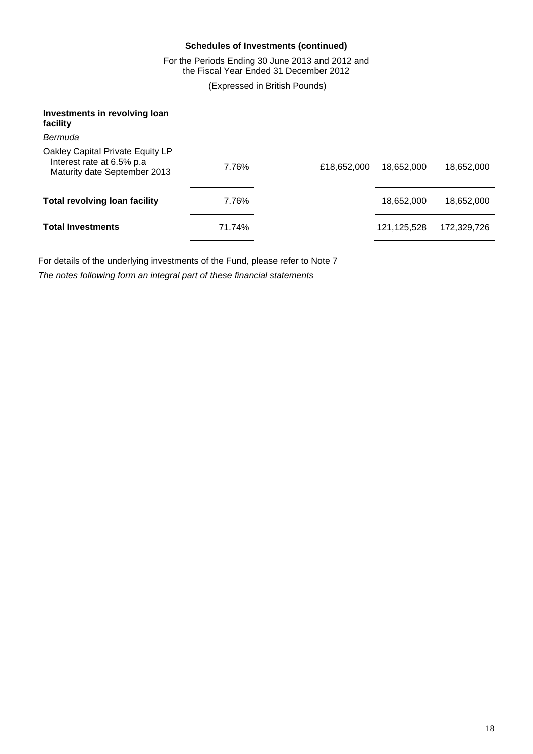**Schedules of Investments (continued)**

For the Periods Ending 30 June 2013 and 2012 and the Fiscal Year Ended 31 December 2012

(Expressed in British Pounds)

| | | | | |
|---|---|---|---|---|
| **Investments in revolving loan facility** | | | | |
| *Bermuda* | | | | |
| Oakley Capital Private Equity LP<br>Interest rate at 6.5% p.a<br>Maturity date September 2013 | 7.76% | £18,652,000 | 18,652,000 | 18,652,000 |
| **Total revolving loan facility** | 7.76% | | 18,652,000 | 18,652,000 |
| **Total Investments** | 71.74% | | 121,125,528 | 172,329,726 |

For details of the underlying investments of the Fund, please refer to Note 7

*The notes following form an integral part of these financial statements*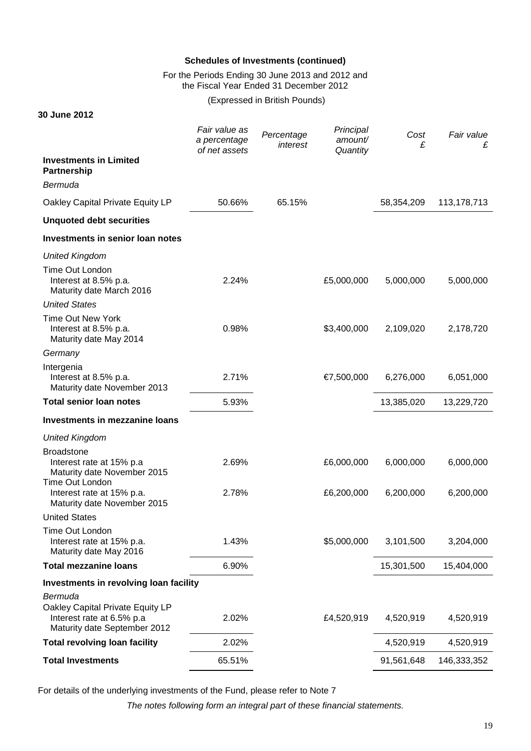## Schedules of Investments (continued)

For the Periods Ending 30 June 2013 and 2012 and the Fiscal Year Ended 31 December 2012

(Expressed in British Pounds)

**30 June 2012**

| | *Fair value as a percentage of net assets* | *Percentage interest* | *Principal amount/ Quantity* | *Cost £* | *Fair value £* |
|---|---|---|---|---|---|
| **Investments in Limited Partnership** | | | | | |
| *Bermuda* | | | | | |
| Oakley Capital Private Equity LP | 50.66% | 65.15% | | 58,354,209 | 113,178,713 |
| **Unquoted debt securities** | | | | | |
| **Investments in senior loan notes** | | | | | |
| *United Kingdom* | | | | | |
| Time Out London<br>Interest at 8.5% p.a.<br>Maturity date March 2016 | 2.24% | | £5,000,000 | 5,000,000 | 5,000,000 |
| *United States* | | | | | |
| Time Out New York<br>Interest at 8.5% p.a.<br>Maturity date May 2014 | 0.98% | | $3,400,000 | 2,109,020 | 2,178,720 |
| *Germany* | | | | | |
| Intergenia<br>Interest at 8.5% p.a.<br>Maturity date November 2013 | 2.71% | | €7,500,000 | 6,276,000 | 6,051,000 |
| **Total senior loan notes** | 5.93% | | | 13,385,020 | 13,229,720 |
| **Investments in mezzanine loans** | | | | | |
| *United Kingdom* | | | | | |
| Broadstone<br>Interest rate at 15% p.a<br>Maturity date November 2015 | 2.69% | | £6,000,000 | 6,000,000 | 6,000,000 |
| Time Out London<br>Interest rate at 15% p.a.<br>Maturity date November 2015 | 2.78% | | £6,200,000 | 6,200,000 | 6,200,000 |
| United States | | | | | |
| Time Out London<br>Interest rate at 15% p.a.<br>Maturity date May 2016 | 1.43% | | $5,000,000 | 3,101,500 | 3,204,000 |
| **Total mezzanine loans** | 6.90% | | | 15,301,500 | 15,404,000 |
| **Investments in revolving loan facility** | | | | | |
| *Bermuda*<br>Oakley Capital Private Equity LP<br>Interest rate at 6.5% p.a<br>Maturity date September 2012 | 2.02% | | £4,520,919 | 4,520,919 | 4,520,919 |
| **Total revolving loan facility** | 2.02% | | | 4,520,919 | 4,520,919 |
| **Total Investments** | 65.51% | | | 91,561,648 | 146,333,352 |

For details of the underlying investments of the Fund, please refer to Note 7

*The notes following form an integral part of these financial statements.*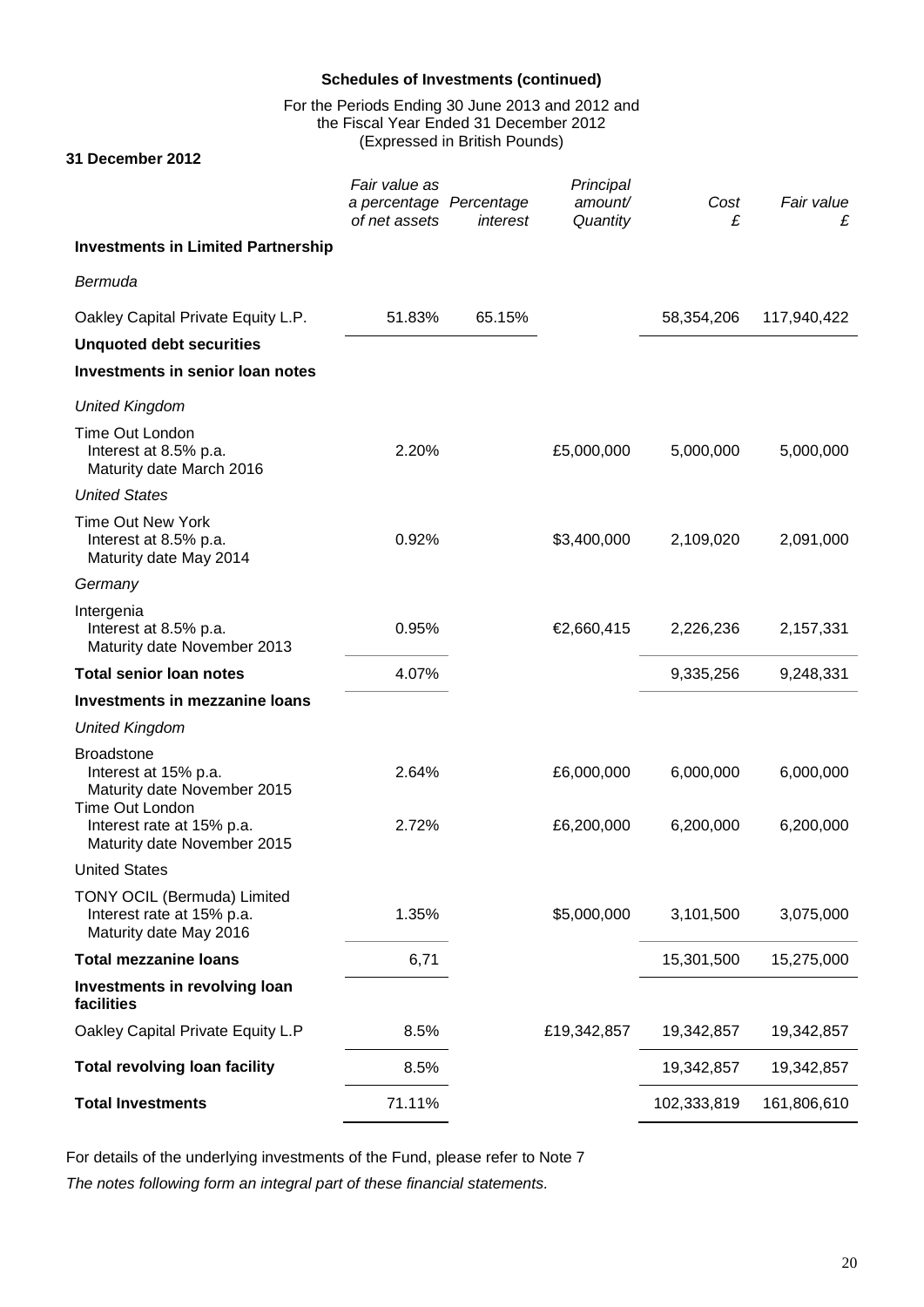**Schedules of Investments (continued)**

For the Periods Ending 30 June 2013 and 2012 and
the Fiscal Year Ended 31 December 2012
(Expressed in British Pounds)

**31 December 2012**

| | *Fair value as a percentage of net assets* | *Percentage interest* | *Principal amount/ Quantity* | *Cost £* | *Fair value £* |
|---|---|---|---|---|---|
| **Investments in Limited Partnership** | | | | | |
| *Bermuda* | | | | | |
| Oakley Capital Private Equity L.P. | 51.83% | 65.15% | | 58,354,206 | 117,940,422 |
| **Unquoted debt securities** | | | | | |
| **Investments in senior loan notes** | | | | | |
| *United Kingdom* | | | | | |
| Time Out London<br>Interest at 8.5% p.a.<br>Maturity date March 2016 | 2.20% | | £5,000,000 | 5,000,000 | 5,000,000 |
| *United States* | | | | | |
| Time Out New York<br>Interest at 8.5% p.a.<br>Maturity date May 2014 | 0.92% | | \$3,400,000 | 2,109,020 | 2,091,000 |
| *Germany* | | | | | |
| Intergenia<br>Interest at 8.5% p.a.<br>Maturity date November 2013 | 0.95% | | €2,660,415 | 2,226,236 | 2,157,331 |
| **Total senior loan notes** | 4.07% | | | 9,335,256 | 9,248,331 |
| **Investments in mezzanine loans** | | | | | |
| *United Kingdom* | | | | | |
| Broadstone<br>Interest at 15% p.a.<br>Maturity date November 2015 | 2.64% | | £6,000,000 | 6,000,000 | 6,000,000 |
| Time Out London<br>Interest rate at 15% p.a.<br>Maturity date November 2015 | 2.72% | | £6,200,000 | 6,200,000 | 6,200,000 |
| United States | | | | | |
| TONY OCIL (Bermuda) Limited<br>Interest rate at 15% p.a.<br>Maturity date May 2016 | 1.35% | | \$5,000,000 | 3,101,500 | 3,075,000 |
| **Total mezzanine loans** | 6,71 | | | 15,301,500 | 15,275,000 |
| **Investments in revolving loan facilities** | | | | | |
| Oakley Capital Private Equity L.P | 8.5% | | £19,342,857 | 19,342,857 | 19,342,857 |
| **Total revolving loan facility** | 8.5% | | | 19,342,857 | 19,342,857 |
| **Total Investments** | 71.11% | | | 102,333,819 | 161,806,610 |

For details of the underlying investments of the Fund, please refer to Note 7

*The notes following form an integral part of these financial statements.*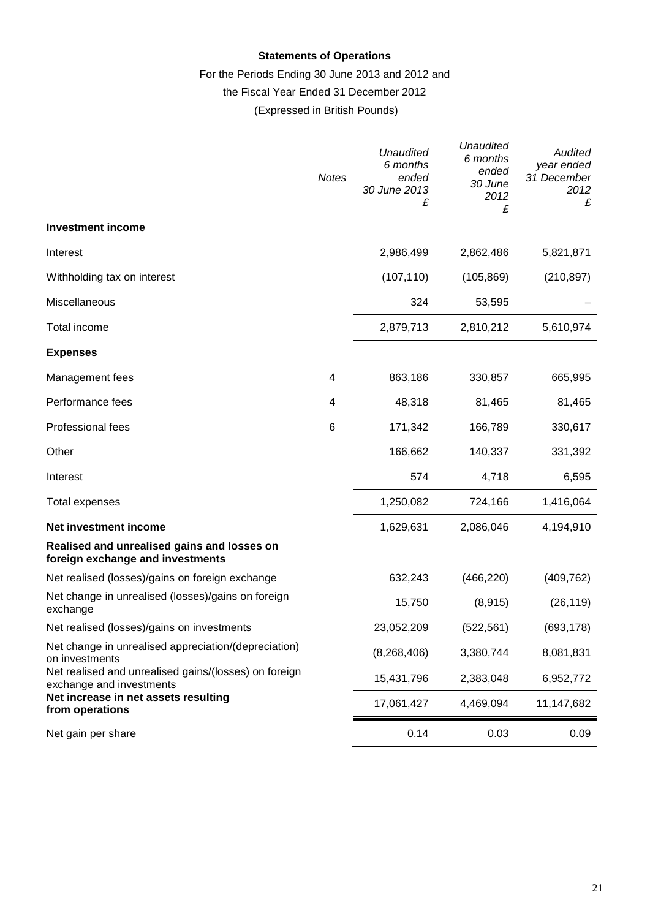**Statements of Operations**

For the Periods Ending 30 June 2013 and 2012 and

the Fiscal Year Ended 31 December 2012

(Expressed in British Pounds)

| | Notes | *Unaudited 6 months ended 30 June 2013 £* | *Unaudited 6 months ended 30 June 2012 £* | *Audited year ended 31 December 2012 £* |
|---|---|---|---|---|
| **Investment income** | | | | |
| Interest | | 2,986,499 | 2,862,486 | 5,821,871 |
| Withholding tax on interest | | (107,110) | (105,869) | (210,897) |
| Miscellaneous | | 324 | 53,595 | – |
| Total income | | 2,879,713 | 2,810,212 | 5,610,974 |
| **Expenses** | | | | |
| Management fees | 4 | 863,186 | 330,857 | 665,995 |
| Performance fees | 4 | 48,318 | 81,465 | 81,465 |
| Professional fees | 6 | 171,342 | 166,789 | 330,617 |
| Other | | 166,662 | 140,337 | 331,392 |
| Interest | | 574 | 4,718 | 6,595 |
| Total expenses | | 1,250,082 | 724,166 | 1,416,064 |
| **Net investment income** | | 1,629,631 | 2,086,046 | 4,194,910 |
| **Realised and unrealised gains and losses on foreign exchange and investments** | | | | |
| Net realised (losses)/gains on foreign exchange | | 632,243 | (466,220) | (409,762) |
| Net change in unrealised (losses)/gains on foreign exchange | | 15,750 | (8,915) | (26,119) |
| Net realised (losses)/gains on investments | | 23,052,209 | (522,561) | (693,178) |
| Net change in unrealised appreciation/(depreciation) on investments | | (8,268,406) | 3,380,744 | 8,081,831 |
| Net realised and unrealised gains/(losses) on foreign exchange and investments | | 15,431,796 | 2,383,048 | 6,952,772 |
| **Net increase in net assets resulting from operations** | | 17,061,427 | 4,469,094 | 11,147,682 |
| Net gain per share | | 0.14 | 0.03 | 0.09 |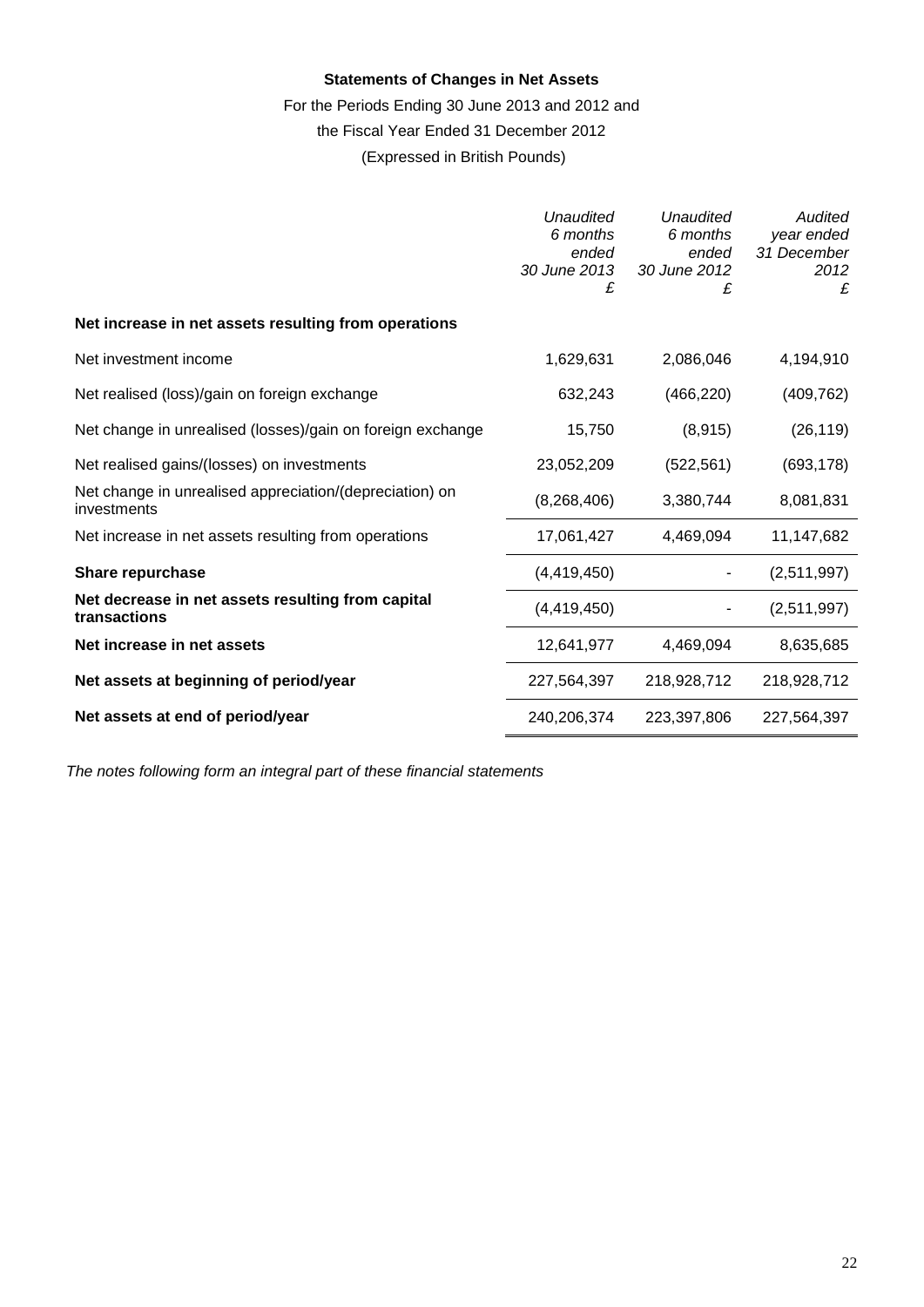**Statements of Changes in Net Assets**

For the Periods Ending 30 June 2013 and 2012 and

the Fiscal Year Ended 31 December 2012

(Expressed in British Pounds)

| | *Unaudited 6 months ended 30 June 2013 £* | *Unaudited 6 months ended 30 June 2012 £* | *Audited year ended 31 December 2012 £* |
|---|---|---|---|
| **Net increase in net assets resulting from operations** | | | |
| Net investment income | 1,629,631 | 2,086,046 | 4,194,910 |
| Net realised (loss)/gain on foreign exchange | 632,243 | (466,220) | (409,762) |
| Net change in unrealised (losses)/gain on foreign exchange | 15,750 | (8,915) | (26,119) |
| Net realised gains/(losses) on investments | 23,052,209 | (522,561) | (693,178) |
| Net change in unrealised appreciation/(depreciation) on investments | (8,268,406) | 3,380,744 | 8,081,831 |
| Net increase in net assets resulting from operations | 17,061,427 | 4,469,094 | 11,147,682 |
| **Share repurchase** | (4,419,450) | - | (2,511,997) |
| **Net decrease in net assets resulting from capital transactions** | (4,419,450) | - | (2,511,997) |
| **Net increase in net assets** | 12,641,977 | 4,469,094 | 8,635,685 |
| **Net assets at beginning of period/year** | 227,564,397 | 218,928,712 | 218,928,712 |
| **Net assets at end of period/year** | 240,206,374 | 223,397,806 | 227,564,397 |

*The notes following form an integral part of these financial statements*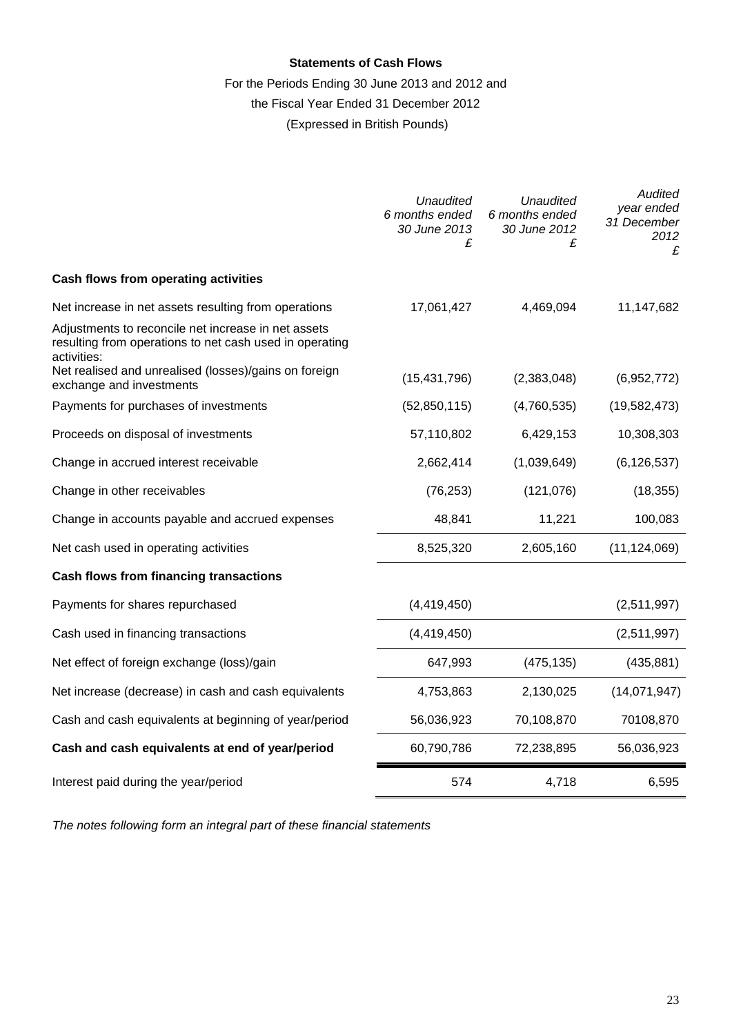**Statements of Cash Flows**

For the Periods Ending 30 June 2013 and 2012 and

the Fiscal Year Ended 31 December 2012

(Expressed in British Pounds)

| | *Unaudited 6 months ended 30 June 2013 £* | *Unaudited 6 months ended 30 June 2012 £* | *Audited year ended 31 December 2012 £* |
|---|---|---|---|
| **Cash flows from operating activities** | | | |
| Net increase in net assets resulting from operations | 17,061,427 | 4,469,094 | 11,147,682 |
| Adjustments to reconcile net increase in net assets resulting from operations to net cash used in operating activities: | | | |
| Net realised and unrealised (losses)/gains on foreign exchange and investments | (15,431,796) | (2,383,048) | (6,952,772) |
| Payments for purchases of investments | (52,850,115) | (4,760,535) | (19,582,473) |
| Proceeds on disposal of investments | 57,110,802 | 6,429,153 | 10,308,303 |
| Change in accrued interest receivable | 2,662,414 | (1,039,649) | (6,126,537) |
| Change in other receivables | (76,253) | (121,076) | (18,355) |
| Change in accounts payable and accrued expenses | 48,841 | 11,221 | 100,083 |
| Net cash used in operating activities | 8,525,320 | 2,605,160 | (11,124,069) |
| **Cash flows from financing transactions** | | | |
| Payments for shares repurchased | (4,419,450) | | (2,511,997) |
| Cash used in financing transactions | (4,419,450) | | (2,511,997) |
| Net effect of foreign exchange (loss)/gain | 647,993 | (475,135) | (435,881) |
| Net increase (decrease) in cash and cash equivalents | 4,753,863 | 2,130,025 | (14,071,947) |
| Cash and cash equivalents at beginning of year/period | 56,036,923 | 70,108,870 | 70108,870 |
| **Cash and cash equivalents at end of year/period** | 60,790,786 | 72,238,895 | 56,036,923 |
| Interest paid during the year/period | 574 | 4,718 | 6,595 |

*The notes following form an integral part of these financial statements*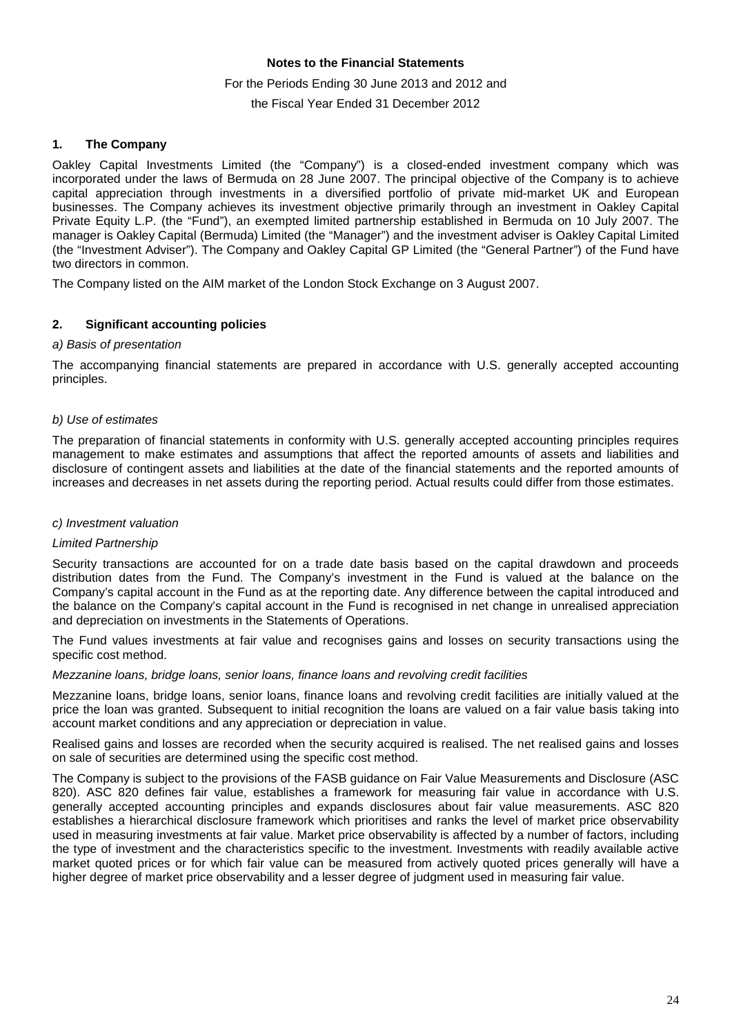**Notes to the Financial Statements**

For the Periods Ending 30 June 2013 and 2012 and

the Fiscal Year Ended 31 December 2012

## 1. The Company

Oakley Capital Investments Limited (the "Company") is a closed-ended investment company which was incorporated under the laws of Bermuda on 28 June 2007. The principal objective of the Company is to achieve capital appreciation through investments in a diversified portfolio of private mid-market UK and European businesses. The Company achieves its investment objective primarily through an investment in Oakley Capital Private Equity L.P. (the "Fund"), an exempted limited partnership established in Bermuda on 10 July 2007. The manager is Oakley Capital (Bermuda) Limited (the "Manager") and the investment adviser is Oakley Capital Limited (the "Investment Adviser"). The Company and Oakley Capital GP Limited (the "General Partner") of the Fund have two directors in common.

The Company listed on the AIM market of the London Stock Exchange on 3 August 2007.

## 2. Significant accounting policies

*a) Basis of presentation*

The accompanying financial statements are prepared in accordance with U.S. generally accepted accounting principles.

*b) Use of estimates*

The preparation of financial statements in conformity with U.S. generally accepted accounting principles requires management to make estimates and assumptions that affect the reported amounts of assets and liabilities and disclosure of contingent assets and liabilities at the date of the financial statements and the reported amounts of increases and decreases in net assets during the reporting period. Actual results could differ from those estimates.

*c) Investment valuation*

*Limited Partnership*

Security transactions are accounted for on a trade date basis based on the capital drawdown and proceeds distribution dates from the Fund. The Company's investment in the Fund is valued at the balance on the Company's capital account in the Fund as at the reporting date. Any difference between the capital introduced and the balance on the Company's capital account in the Fund is recognised in net change in unrealised appreciation and depreciation on investments in the Statements of Operations.

The Fund values investments at fair value and recognises gains and losses on security transactions using the specific cost method.

*Mezzanine loans, bridge loans, senior loans, finance loans and revolving credit facilities*

Mezzanine loans, bridge loans, senior loans, finance loans and revolving credit facilities are initially valued at the price the loan was granted. Subsequent to initial recognition the loans are valued on a fair value basis taking into account market conditions and any appreciation or depreciation in value.

Realised gains and losses are recorded when the security acquired is realised. The net realised gains and losses on sale of securities are determined using the specific cost method.

The Company is subject to the provisions of the FASB guidance on Fair Value Measurements and Disclosure (ASC 820). ASC 820 defines fair value, establishes a framework for measuring fair value in accordance with U.S. generally accepted accounting principles and expands disclosures about fair value measurements. ASC 820 establishes a hierarchical disclosure framework which prioritises and ranks the level of market price observability used in measuring investments at fair value. Market price observability is affected by a number of factors, including the type of investment and the characteristics specific to the investment. Investments with readily available active market quoted prices or for which fair value can be measured from actively quoted prices generally will have a higher degree of market price observability and a lesser degree of judgment used in measuring fair value.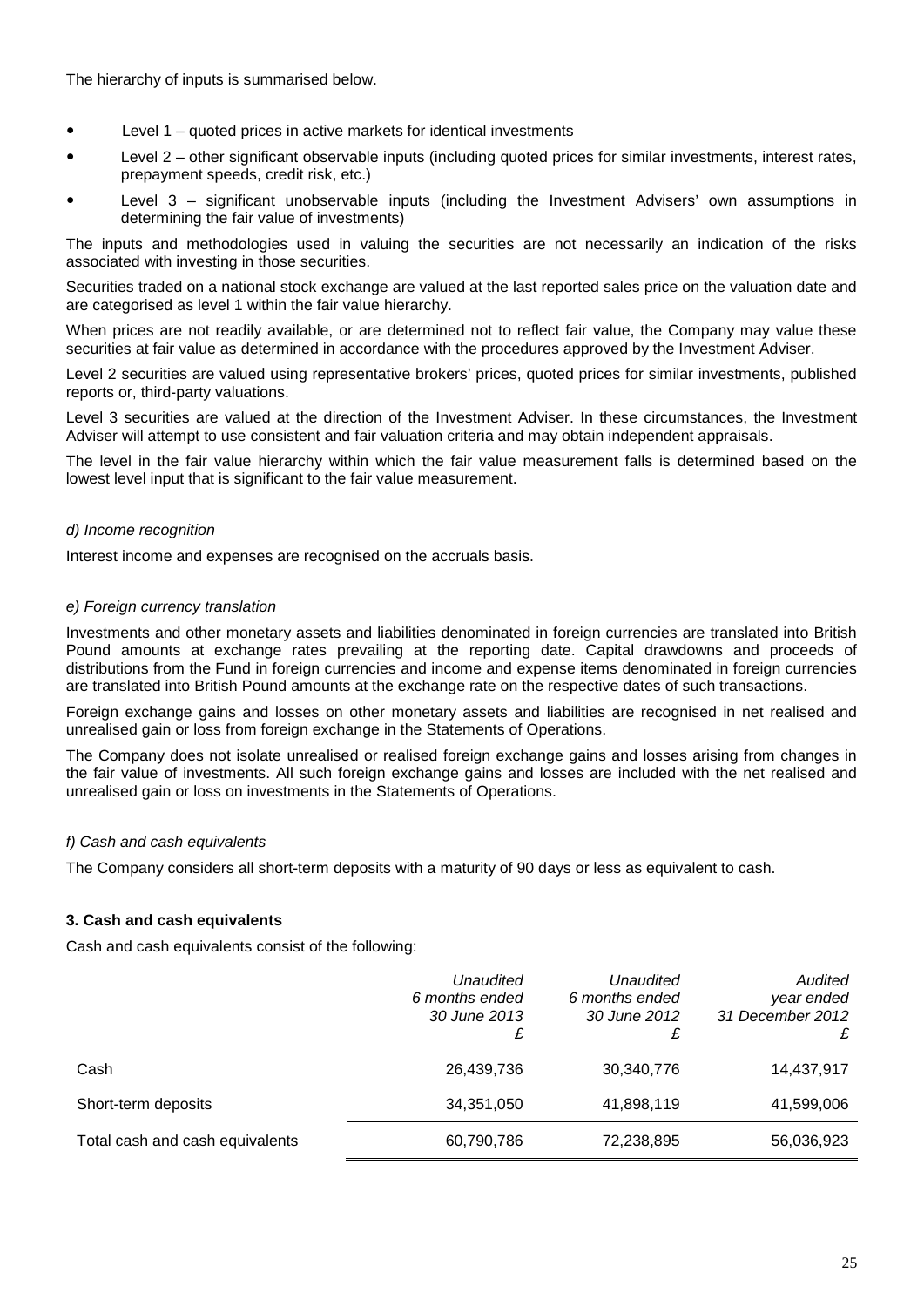The hierarchy of inputs is summarised below.

- Level 1 – quoted prices in active markets for identical investments
- Level 2 – other significant observable inputs (including quoted prices for similar investments, interest rates, prepayment speeds, credit risk, etc.)
- Level 3 – significant unobservable inputs (including the Investment Advisers' own assumptions in determining the fair value of investments)

The inputs and methodologies used in valuing the securities are not necessarily an indication of the risks associated with investing in those securities.

Securities traded on a national stock exchange are valued at the last reported sales price on the valuation date and are categorised as level 1 within the fair value hierarchy.

When prices are not readily available, or are determined not to reflect fair value, the Company may value these securities at fair value as determined in accordance with the procedures approved by the Investment Adviser.

Level 2 securities are valued using representative brokers' prices, quoted prices for similar investments, published reports or, third-party valuations.

Level 3 securities are valued at the direction of the Investment Adviser. In these circumstances, the Investment Adviser will attempt to use consistent and fair valuation criteria and may obtain independent appraisals.

The level in the fair value hierarchy within which the fair value measurement falls is determined based on the lowest level input that is significant to the fair value measurement.

*d) Income recognition*

Interest income and expenses are recognised on the accruals basis.

*e) Foreign currency translation*

Investments and other monetary assets and liabilities denominated in foreign currencies are translated into British Pound amounts at exchange rates prevailing at the reporting date. Capital drawdowns and proceeds of distributions from the Fund in foreign currencies and income and expense items denominated in foreign currencies are translated into British Pound amounts at the exchange rate on the respective dates of such transactions.

Foreign exchange gains and losses on other monetary assets and liabilities are recognised in net realised and unrealised gain or loss from foreign exchange in the Statements of Operations.

The Company does not isolate unrealised or realised foreign exchange gains and losses arising from changes in the fair value of investments. All such foreign exchange gains and losses are included with the net realised and unrealised gain or loss on investments in the Statements of Operations.

*f) Cash and cash equivalents*

The Company considers all short-term deposits with a maturity of 90 days or less as equivalent to cash.

**3. Cash and cash equivalents**

Cash and cash equivalents consist of the following:

| | *Unaudited 6 months ended 30 June 2013 £* | *Unaudited 6 months ended 30 June 2012 £* | *Audited year ended 31 December 2012 £* |
|---|---|---|---|
| Cash | 26,439,736 | 30,340,776 | 14,437,917 |
| Short-term deposits | 34,351,050 | 41,898,119 | 41,599,006 |
| Total cash and cash equivalents | 60,790,786 | 72,238,895 | 56,036,923 |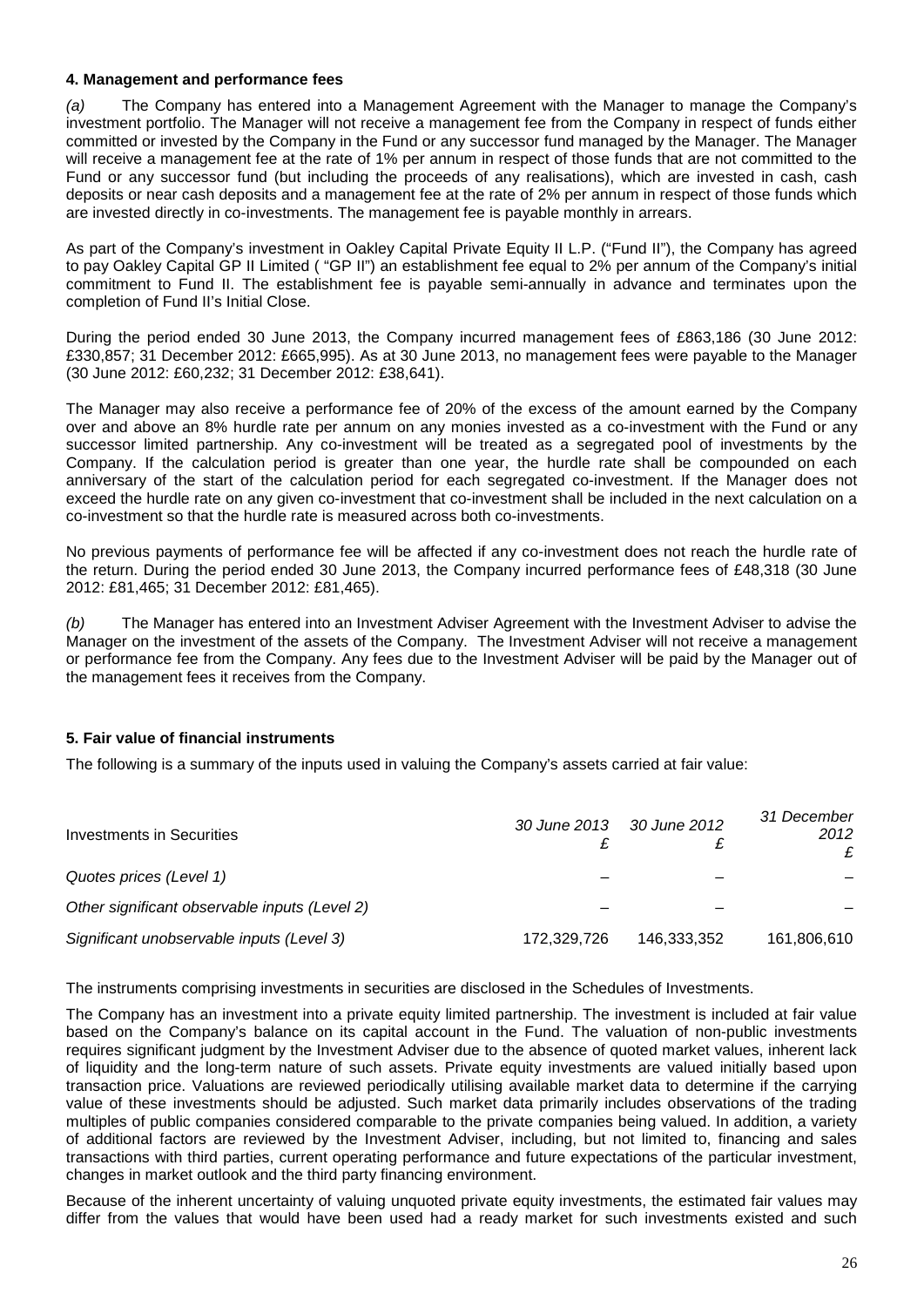### 4. Management and performance fees

*(a)* The Company has entered into a Management Agreement with the Manager to manage the Company's investment portfolio. The Manager will not receive a management fee from the Company in respect of funds either committed or invested by the Company in the Fund or any successor fund managed by the Manager. The Manager will receive a management fee at the rate of 1% per annum in respect of those funds that are not committed to the Fund or any successor fund (but including the proceeds of any realisations), which are invested in cash, cash deposits or near cash deposits and a management fee at the rate of 2% per annum in respect of those funds which are invested directly in co-investments. The management fee is payable monthly in arrears.

As part of the Company's investment in Oakley Capital Private Equity II L.P. ("Fund II"), the Company has agreed to pay Oakley Capital GP II Limited ( "GP II") an establishment fee equal to 2% per annum of the Company's initial commitment to Fund II. The establishment fee is payable semi-annually in advance and terminates upon the completion of Fund II's Initial Close.

During the period ended 30 June 2013, the Company incurred management fees of £863,186 (30 June 2012: £330,857; 31 December 2012: £665,995). As at 30 June 2013, no management fees were payable to the Manager (30 June 2012: £60,232; 31 December 2012: £38,641).

The Manager may also receive a performance fee of 20% of the excess of the amount earned by the Company over and above an 8% hurdle rate per annum on any monies invested as a co-investment with the Fund or any successor limited partnership. Any co-investment will be treated as a segregated pool of investments by the Company. If the calculation period is greater than one year, the hurdle rate shall be compounded on each anniversary of the start of the calculation period for each segregated co-investment. If the Manager does not exceed the hurdle rate on any given co-investment that co-investment shall be included in the next calculation on a co-investment so that the hurdle rate is measured across both co-investments.

No previous payments of performance fee will be affected if any co-investment does not reach the hurdle rate of the return. During the period ended 30 June 2013, the Company incurred performance fees of £48,318 (30 June 2012: £81,465; 31 December 2012: £81,465).

*(b)* The Manager has entered into an Investment Adviser Agreement with the Investment Adviser to advise the Manager on the investment of the assets of the Company. The Investment Adviser will not receive a management or performance fee from the Company. Any fees due to the Investment Adviser will be paid by the Manager out of the management fees it receives from the Company.

### 5. Fair value of financial instruments

The following is a summary of the inputs used in valuing the Company's assets carried at fair value:

| Investments in Securities | *30 June 2013* £ | *30 June 2012* £ | *31 December 2012* £ |
|---|---|---|---|
| *Quotes prices (Level 1)* | – | – | – |
| *Other significant observable inputs (Level 2)* | – | – | – |
| *Significant unobservable inputs (Level 3)* | 172,329,726 | 146,333,352 | 161,806,610 |

The instruments comprising investments in securities are disclosed in the Schedules of Investments.

The Company has an investment into a private equity limited partnership. The investment is included at fair value based on the Company's balance on its capital account in the Fund. The valuation of non-public investments requires significant judgment by the Investment Adviser due to the absence of quoted market values, inherent lack of liquidity and the long-term nature of such assets. Private equity investments are valued initially based upon transaction price. Valuations are reviewed periodically utilising available market data to determine if the carrying value of these investments should be adjusted. Such market data primarily includes observations of the trading multiples of public companies considered comparable to the private companies being valued. In addition, a variety of additional factors are reviewed by the Investment Adviser, including, but not limited to, financing and sales transactions with third parties, current operating performance and future expectations of the particular investment, changes in market outlook and the third party financing environment.

Because of the inherent uncertainty of valuing unquoted private equity investments, the estimated fair values may differ from the values that would have been used had a ready market for such investments existed and such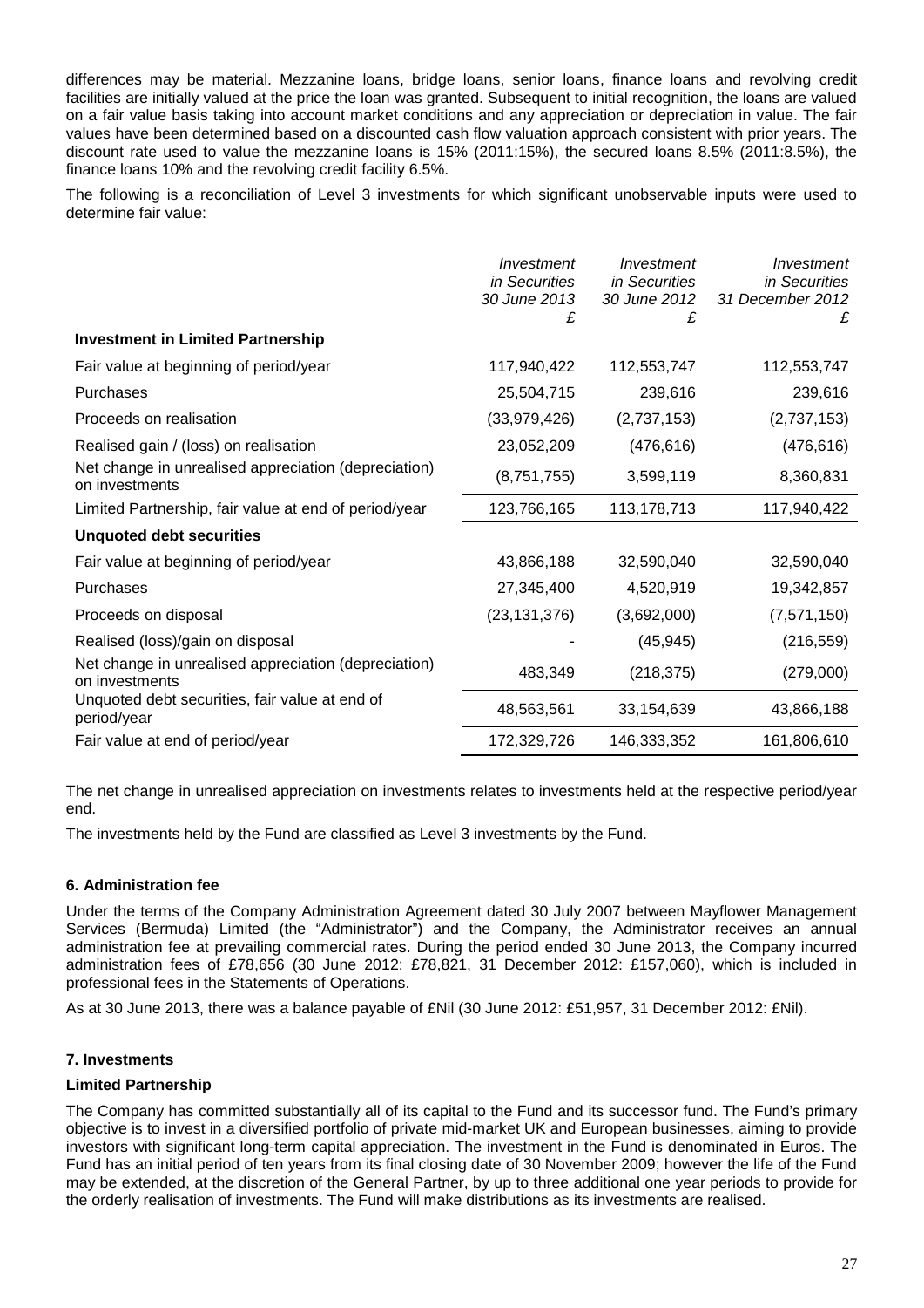differences may be material. Mezzanine loans, bridge loans, senior loans, finance loans and revolving credit facilities are initially valued at the price the loan was granted. Subsequent to initial recognition, the loans are valued on a fair value basis taking into account market conditions and any appreciation or depreciation in value. The fair values have been determined based on a discounted cash flow valuation approach consistent with prior years. The discount rate used to value the mezzanine loans is 15% (2011:15%), the secured loans 8.5% (2011:8.5%), the finance loans 10% and the revolving credit facility 6.5%.

The following is a reconciliation of Level 3 investments for which significant unobservable inputs were used to determine fair value:

| | *Investment in Securities 30 June 2013 £* | *Investment in Securities 30 June 2012 £* | *Investment in Securities 31 December 2012 £* |
|---|---|---|---|
| **Investment in Limited Partnership** | | | |
| Fair value at beginning of period/year | 117,940,422 | 112,553,747 | 112,553,747 |
| Purchases | 25,504,715 | 239,616 | 239,616 |
| Proceeds on realisation | (33,979,426) | (2,737,153) | (2,737,153) |
| Realised gain / (loss) on realisation | 23,052,209 | (476,616) | (476,616) |
| Net change in unrealised appreciation (depreciation) on investments | (8,751,755) | 3,599,119 | 8,360,831 |
| Limited Partnership, fair value at end of period/year | 123,766,165 | 113,178,713 | 117,940,422 |
| **Unquoted debt securities** | | | |
| Fair value at beginning of period/year | 43,866,188 | 32,590,040 | 32,590,040 |
| Purchases | 27,345,400 | 4,520,919 | 19,342,857 |
| Proceeds on disposal | (23,131,376) | (3,692,000) | (7,571,150) |
| Realised (loss)/gain on disposal | - | (45,945) | (216,559) |
| Net change in unrealised appreciation (depreciation) on investments | 483,349 | (218,375) | (279,000) |
| Unquoted debt securities, fair value at end of period/year | 48,563,561 | 33,154,639 | 43,866,188 |
| Fair value at end of period/year | 172,329,726 | 146,333,352 | 161,806,610 |

The net change in unrealised appreciation on investments relates to investments held at the respective period/year end.

The investments held by the Fund are classified as Level 3 investments by the Fund.

### 6. Administration fee

Under the terms of the Company Administration Agreement dated 30 July 2007 between Mayflower Management Services (Bermuda) Limited (the "Administrator") and the Company, the Administrator receives an annual administration fee at prevailing commercial rates. During the period ended 30 June 2013, the Company incurred administration fees of £78,656 (30 June 2012: £78,821, 31 December 2012: £157,060), which is included in professional fees in the Statements of Operations.

As at 30 June 2013, there was a balance payable of £Nil (30 June 2012: £51,957, 31 December 2012: £Nil).

### 7. Investments

**Limited Partnership**

The Company has committed substantially all of its capital to the Fund and its successor fund. The Fund's primary objective is to invest in a diversified portfolio of private mid-market UK and European businesses, aiming to provide investors with significant long-term capital appreciation. The investment in the Fund is denominated in Euros. The Fund has an initial period of ten years from its final closing date of 30 November 2009; however the life of the Fund may be extended, at the discretion of the General Partner, by up to three additional one year periods to provide for the orderly realisation of investments. The Fund will make distributions as its investments are realised.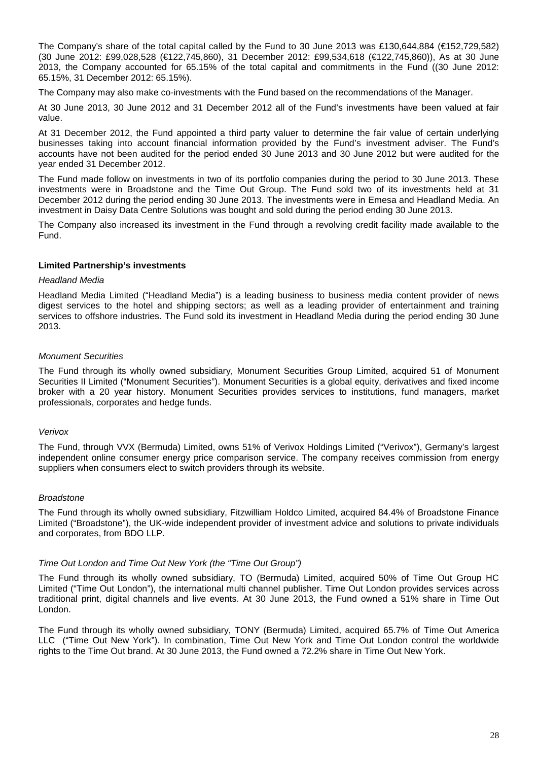The Company's share of the total capital called by the Fund to 30 June 2013 was £130,644,884 (€152,729,582) (30 June 2012: £99,028,528 (€122,745,860), 31 December 2012: £99,534,618 (€122,745,860)), As at 30 June 2013, the Company accounted for 65.15% of the total capital and commitments in the Fund ((30 June 2012: 65.15%, 31 December 2012: 65.15%).

The Company may also make co-investments with the Fund based on the recommendations of the Manager.

At 30 June 2013, 30 June 2012 and 31 December 2012 all of the Fund's investments have been valued at fair value.

At 31 December 2012, the Fund appointed a third party valuer to determine the fair value of certain underlying businesses taking into account financial information provided by the Fund's investment adviser. The Fund's accounts have not been audited for the period ended 30 June 2013 and 30 June 2012 but were audited for the year ended 31 December 2012.

The Fund made follow on investments in two of its portfolio companies during the period to 30 June 2013. These investments were in Broadstone and the Time Out Group. The Fund sold two of its investments held at 31 December 2012 during the period ending 30 June 2013. The investments were in Emesa and Headland Media. An investment in Daisy Data Centre Solutions was bought and sold during the period ending 30 June 2013.

The Company also increased its investment in the Fund through a revolving credit facility made available to the Fund.

**Limited Partnership's investments**

*Headland Media*

Headland Media Limited ("Headland Media") is a leading business to business media content provider of news digest services to the hotel and shipping sectors; as well as a leading provider of entertainment and training services to offshore industries. The Fund sold its investment in Headland Media during the period ending 30 June 2013.

*Monument Securities*

The Fund through its wholly owned subsidiary, Monument Securities Group Limited, acquired 51 of Monument Securities II Limited ("Monument Securities"). Monument Securities is a global equity, derivatives and fixed income broker with a 20 year history. Monument Securities provides services to institutions, fund managers, market professionals, corporates and hedge funds.

*Verivox*

The Fund, through VVX (Bermuda) Limited, owns 51% of Verivox Holdings Limited ("Verivox"), Germany's largest independent online consumer energy price comparison service. The company receives commission from energy suppliers when consumers elect to switch providers through its website.

*Broadstone*

The Fund through its wholly owned subsidiary, Fitzwilliam Holdco Limited, acquired 84.4% of Broadstone Finance Limited ("Broadstone"), the UK-wide independent provider of investment advice and solutions to private individuals and corporates, from BDO LLP.

*Time Out London and Time Out New York (the "Time Out Group")*

The Fund through its wholly owned subsidiary, TO (Bermuda) Limited, acquired 50% of Time Out Group HC Limited ("Time Out London"), the international multi channel publisher. Time Out London provides services across traditional print, digital channels and live events. At 30 June 2013, the Fund owned a 51% share in Time Out London.

The Fund through its wholly owned subsidiary, TONY (Bermuda) Limited, acquired 65.7% of Time Out America LLC ("Time Out New York"). In combination, Time Out New York and Time Out London control the worldwide rights to the Time Out brand. At 30 June 2013, the Fund owned a 72.2% share in Time Out New York.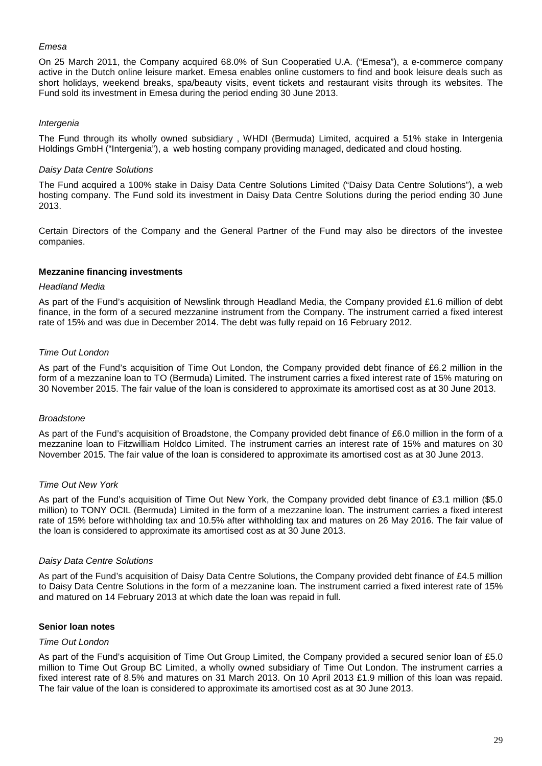*Emesa*

On 25 March 2011, the Company acquired 68.0% of Sun Cooperatied U.A. ("Emesa"), a e-commerce company active in the Dutch online leisure market. Emesa enables online customers to find and book leisure deals such as short holidays, weekend breaks, spa/beauty visits, event tickets and restaurant visits through its websites. The Fund sold its investment in Emesa during the period ending 30 June 2013.

*Intergenia*

The Fund through its wholly owned subsidiary , WHDI (Bermuda) Limited, acquired a 51% stake in Intergenia Holdings GmbH ("Intergenia"), a web hosting company providing managed, dedicated and cloud hosting.

*Daisy Data Centre Solutions*

The Fund acquired a 100% stake in Daisy Data Centre Solutions Limited ("Daisy Data Centre Solutions"), a web hosting company. The Fund sold its investment in Daisy Data Centre Solutions during the period ending 30 June 2013.

Certain Directors of the Company and the General Partner of the Fund may also be directors of the investee companies.

**Mezzanine financing investments**

*Headland Media*

As part of the Fund's acquisition of Newslink through Headland Media, the Company provided £1.6 million of debt finance, in the form of a secured mezzanine instrument from the Company. The instrument carried a fixed interest rate of 15% and was due in December 2014. The debt was fully repaid on 16 February 2012.

*Time Out London*

As part of the Fund's acquisition of Time Out London, the Company provided debt finance of £6.2 million in the form of a mezzanine loan to TO (Bermuda) Limited. The instrument carries a fixed interest rate of 15% maturing on 30 November 2015. The fair value of the loan is considered to approximate its amortised cost as at 30 June 2013.

*Broadstone*

As part of the Fund's acquisition of Broadstone, the Company provided debt finance of £6.0 million in the form of a mezzanine loan to Fitzwilliam Holdco Limited. The instrument carries an interest rate of 15% and matures on 30 November 2015. The fair value of the loan is considered to approximate its amortised cost as at 30 June 2013.

*Time Out New York*

As part of the Fund's acquisition of Time Out New York, the Company provided debt finance of £3.1 million ($5.0 million) to TONY OCIL (Bermuda) Limited in the form of a mezzanine loan. The instrument carries a fixed interest rate of 15% before withholding tax and 10.5% after withholding tax and matures on 26 May 2016. The fair value of the loan is considered to approximate its amortised cost as at 30 June 2013.

*Daisy Data Centre Solutions*

As part of the Fund's acquisition of Daisy Data Centre Solutions, the Company provided debt finance of £4.5 million to Daisy Data Centre Solutions in the form of a mezzanine loan. The instrument carried a fixed interest rate of 15% and matured on 14 February 2013 at which date the loan was repaid in full.

**Senior loan notes**

*Time Out London*

As part of the Fund's acquisition of Time Out Group Limited, the Company provided a secured senior loan of £5.0 million to Time Out Group BC Limited, a wholly owned subsidiary of Time Out London. The instrument carries a fixed interest rate of 8.5% and matures on 31 March 2013. On 10 April 2013 £1.9 million of this loan was repaid. The fair value of the loan is considered to approximate its amortised cost as at 30 June 2013.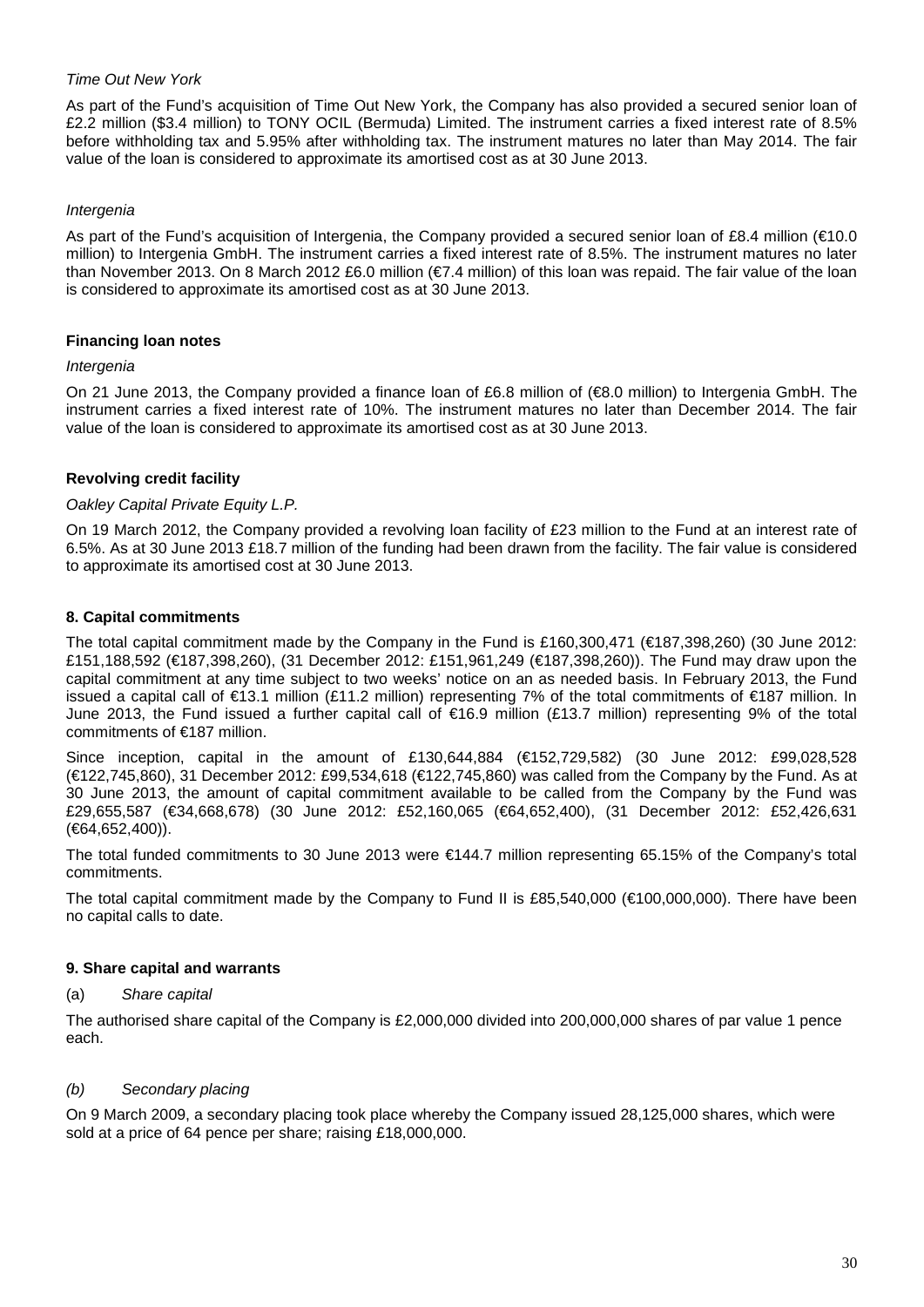*Time Out New York*

As part of the Fund's acquisition of Time Out New York, the Company has also provided a secured senior loan of £2.2 million ($3.4 million) to TONY OCIL (Bermuda) Limited. The instrument carries a fixed interest rate of 8.5% before withholding tax and 5.95% after withholding tax. The instrument matures no later than May 2014. The fair value of the loan is considered to approximate its amortised cost as at 30 June 2013.

*Intergenia*

As part of the Fund's acquisition of Intergenia, the Company provided a secured senior loan of £8.4 million (€10.0 million) to Intergenia GmbH. The instrument carries a fixed interest rate of 8.5%. The instrument matures no later than November 2013. On 8 March 2012 £6.0 million (€7.4 million) of this loan was repaid. The fair value of the loan is considered to approximate its amortised cost as at 30 June 2013.

**Financing loan notes**

*Intergenia*

On 21 June 2013, the Company provided a finance loan of £6.8 million of (€8.0 million) to Intergenia GmbH. The instrument carries a fixed interest rate of 10%. The instrument matures no later than December 2014. The fair value of the loan is considered to approximate its amortised cost as at 30 June 2013.

**Revolving credit facility**

*Oakley Capital Private Equity L.P.*

On 19 March 2012, the Company provided a revolving loan facility of £23 million to the Fund at an interest rate of 6.5%. As at 30 June 2013 £18.7 million of the funding had been drawn from the facility. The fair value is considered to approximate its amortised cost at 30 June 2013.

**8. Capital commitments**

The total capital commitment made by the Company in the Fund is £160,300,471 (€187,398,260) (30 June 2012: £151,188,592 (€187,398,260), (31 December 2012: £151,961,249 (€187,398,260)). The Fund may draw upon the capital commitment at any time subject to two weeks' notice on an as needed basis. In February 2013, the Fund issued a capital call of €13.1 million (£11.2 million) representing 7% of the total commitments of €187 million. In June 2013, the Fund issued a further capital call of €16.9 million (£13.7 million) representing 9% of the total commitments of €187 million.

Since inception, capital in the amount of £130,644,884 (€152,729,582) (30 June 2012: £99,028,528 (€122,745,860), 31 December 2012: £99,534,618 (€122,745,860) was called from the Company by the Fund. As at 30 June 2013, the amount of capital commitment available to be called from the Company by the Fund was £29,655,587 (€34,668,678) (30 June 2012: £52,160,065 (€64,652,400), (31 December 2012: £52,426,631 (€64,652,400)).

The total funded commitments to 30 June 2013 were €144.7 million representing 65.15% of the Company's total commitments.

The total capital commitment made by the Company to Fund II is £85,540,000 (€100,000,000). There have been no capital calls to date.

**9. Share capital and warrants**

(a) *Share capital*

The authorised share capital of the Company is £2,000,000 divided into 200,000,000 shares of par value 1 pence each.

*(b) Secondary placing*

On 9 March 2009, a secondary placing took place whereby the Company issued 28,125,000 shares, which were sold at a price of 64 pence per share; raising £18,000,000.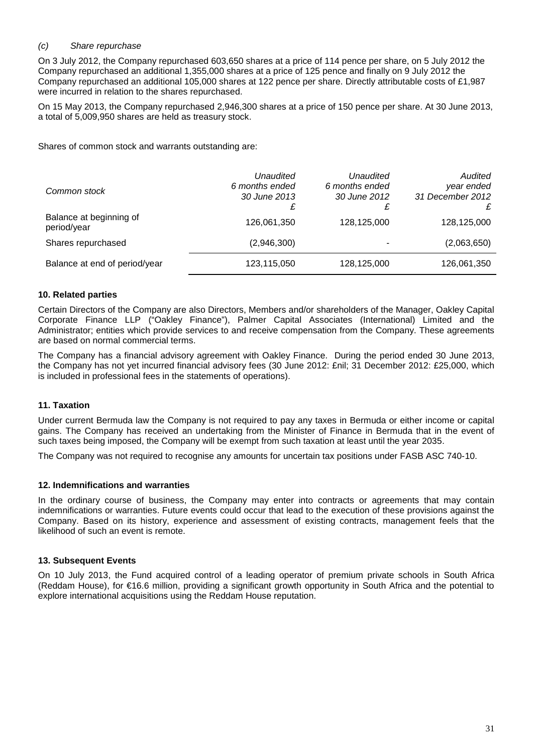*(c) Share repurchase*

On 3 July 2012, the Company repurchased 603,650 shares at a price of 114 pence per share, on 5 July 2012 the Company repurchased an additional 1,355,000 shares at a price of 125 pence and finally on 9 July 2012 the Company repurchased an additional 105,000 shares at 122 pence per share. Directly attributable costs of £1,987 were incurred in relation to the shares repurchased.

On 15 May 2013, the Company repurchased 2,946,300 shares at a price of 150 pence per share. At 30 June 2013, a total of 5,009,950 shares are held as treasury stock.

Shares of common stock and warrants outstanding are:

| *Common stock* | *Unaudited 6 months ended 30 June 2013 £* | *Unaudited 6 months ended 30 June 2012 £* | *Audited year ended 31 December 2012 £* |
|---|---|---|---|
| Balance at beginning of period/year | 126,061,350 | 128,125,000 | 128,125,000 |
| Shares repurchased | (2,946,300) | - | (2,063,650) |
| Balance at end of period/year | 123,115,050 | 128,125,000 | 126,061,350 |

## 10. Related parties

Certain Directors of the Company are also Directors, Members and/or shareholders of the Manager, Oakley Capital Corporate Finance LLP ("Oakley Finance"), Palmer Capital Associates (International) Limited and the Administrator; entities which provide services to and receive compensation from the Company. These agreements are based on normal commercial terms.

The Company has a financial advisory agreement with Oakley Finance. During the period ended 30 June 2013, the Company has not yet incurred financial advisory fees (30 June 2012: £nil; 31 December 2012: £25,000, which is included in professional fees in the statements of operations).

## 11. Taxation

Under current Bermuda law the Company is not required to pay any taxes in Bermuda or either income or capital gains. The Company has received an undertaking from the Minister of Finance in Bermuda that in the event of such taxes being imposed, the Company will be exempt from such taxation at least until the year 2035.

The Company was not required to recognise any amounts for uncertain tax positions under FASB ASC 740-10.

## 12. Indemnifications and warranties

In the ordinary course of business, the Company may enter into contracts or agreements that may contain indemnifications or warranties. Future events could occur that lead to the execution of these provisions against the Company. Based on its history, experience and assessment of existing contracts, management feels that the likelihood of such an event is remote.

## 13. Subsequent Events

On 10 July 2013, the Fund acquired control of a leading operator of premium private schools in South Africa (Reddam House), for €16.6 million, providing a significant growth opportunity in South Africa and the potential to explore international acquisitions using the Reddam House reputation.